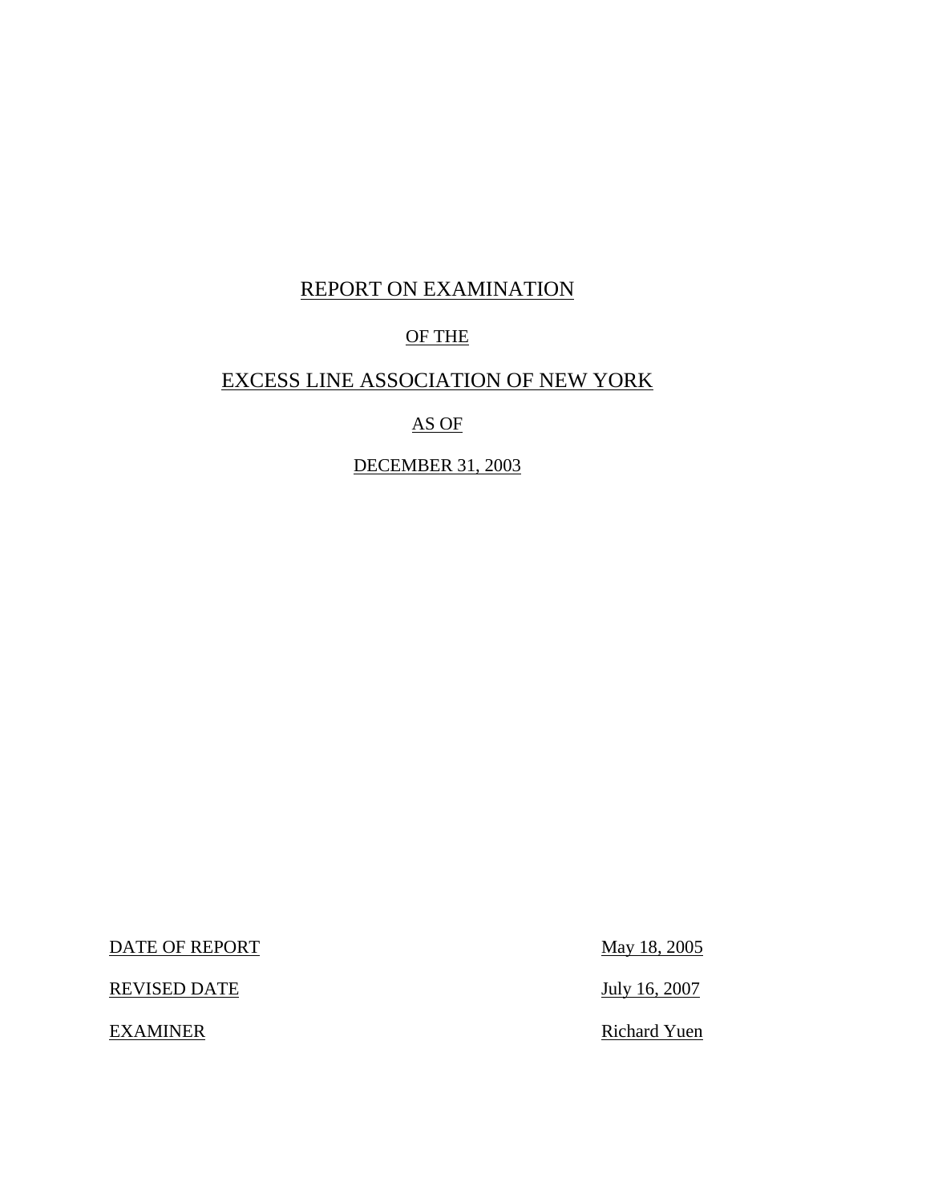# REPORT ON EXAMINATION

## OF THE

# EXCESS LINE ASSOCIATION OF NEW YORK

## AS OF

## DECEMBER 31, 2003

| | |
|---|---|
| DATE OF REPORT | May 18, 2005 |
| REVISED DATE | July 16, 2007 |
| EXAMINER | Richard Yuen |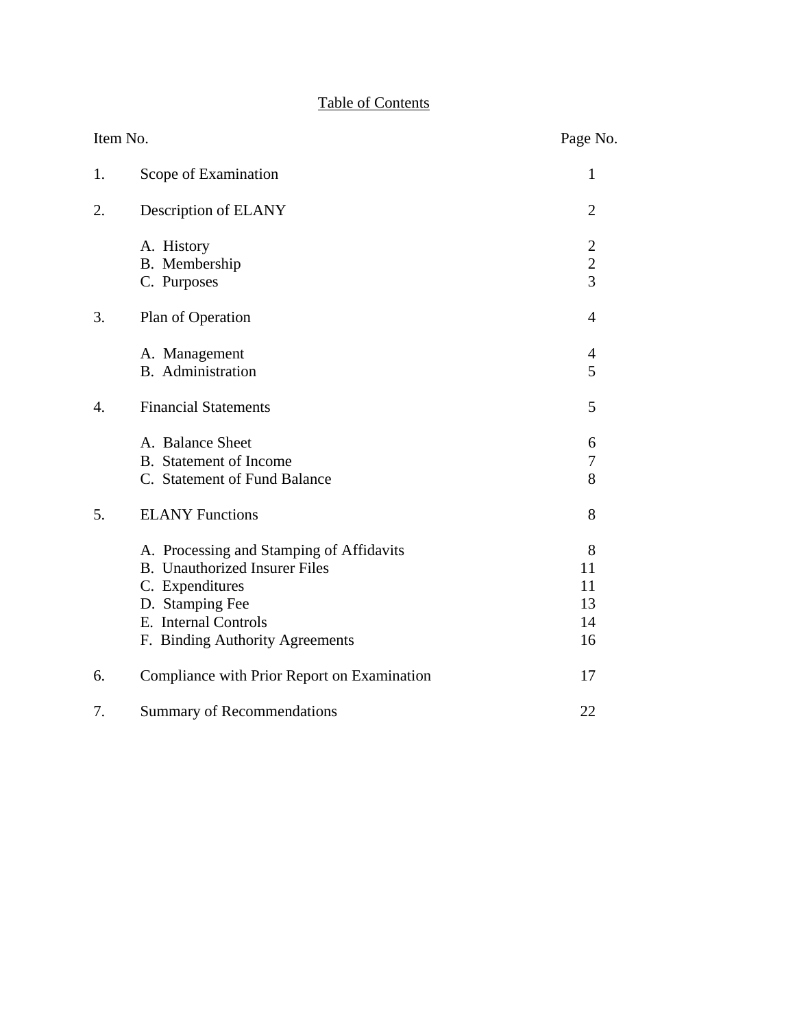# Table of Contents

| Item No. | | Page No. |
|---|---|---|
| 1. | Scope of Examination | 1 |
| 2. | Description of ELANY | 2 |
| | A. History | 2 |
| | B. Membership | 2 |
| | C. Purposes | 3 |
| 3. | Plan of Operation | 4 |
| | A. Management | 4 |
| | B. Administration | 5 |
| 4. | Financial Statements | 5 |
| | A. Balance Sheet | 6 |
| | B. Statement of Income | 7 |
| | C. Statement of Fund Balance | 8 |
| 5. | ELANY Functions | 8 |
| | A. Processing and Stamping of Affidavits | 8 |
| | B. Unauthorized Insurer Files | 11 |
| | C. Expenditures | 11 |
| | D. Stamping Fee | 13 |
| | E. Internal Controls | 14 |
| | F. Binding Authority Agreements | 16 |
| 6. | Compliance with Prior Report on Examination | 17 |
| 7. | Summary of Recommendations | 22 |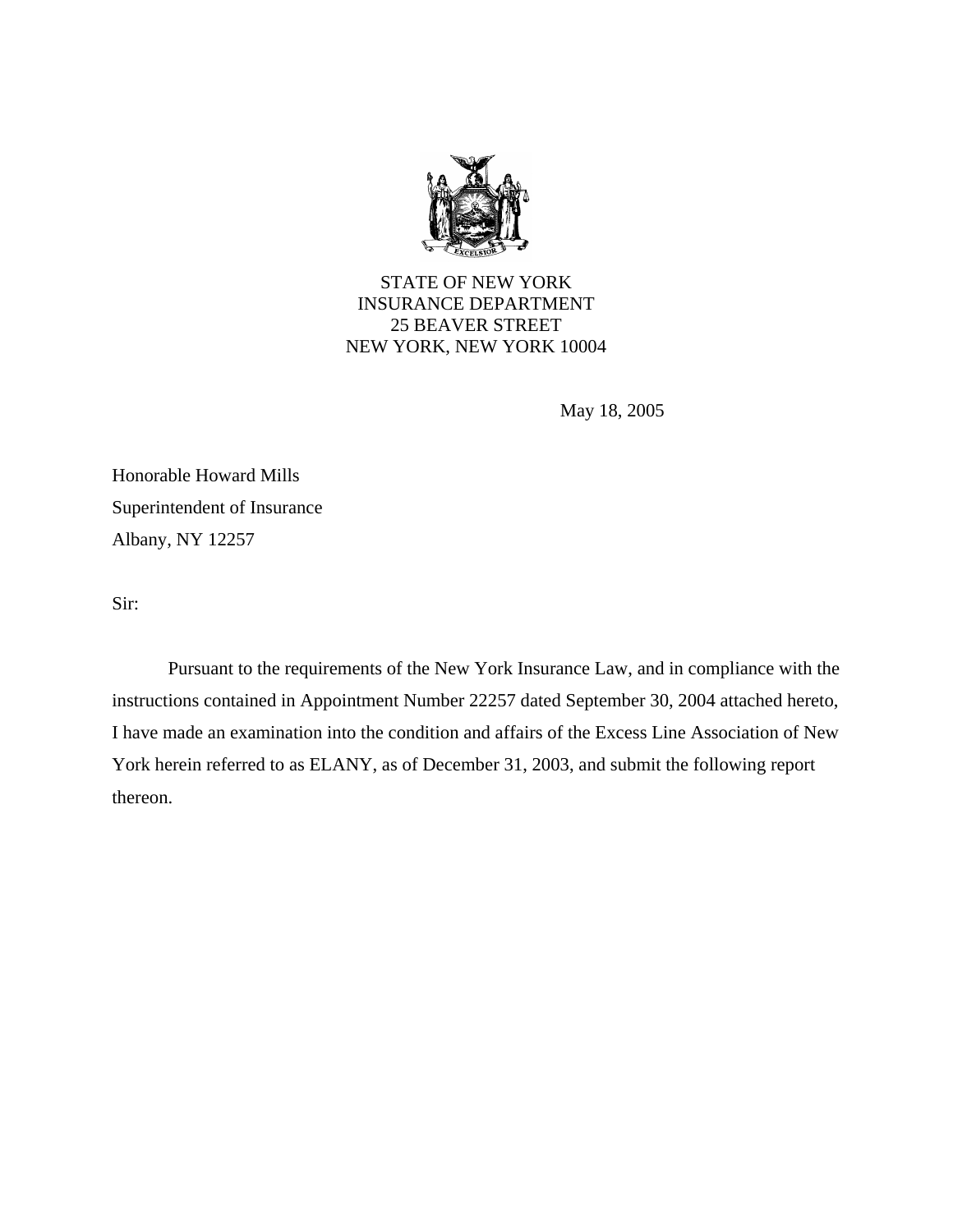STATE OF NEW YORK
INSURANCE DEPARTMENT
25 BEAVER STREET
NEW YORK, NEW YORK 10004

May 18, 2005

Honorable Howard Mills
Superintendent of Insurance
Albany, NY 12257

Sir:

Pursuant to the requirements of the New York Insurance Law, and in compliance with the instructions contained in Appointment Number 22257 dated September 30, 2004 attached hereto, I have made an examination into the condition and affairs of the Excess Line Association of New York herein referred to as ELANY, as of December 31, 2003, and submit the following report thereon.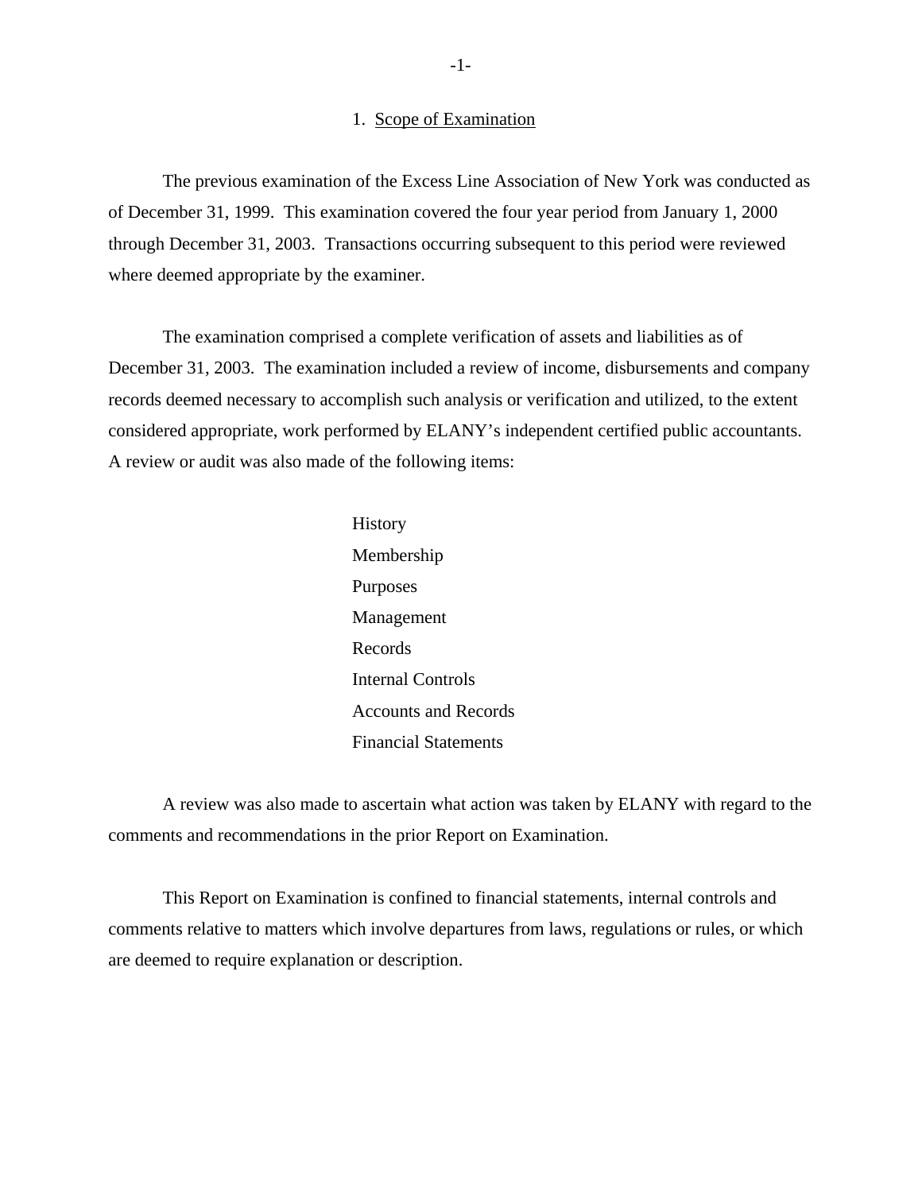## 1. Scope of Examination

The previous examination of the Excess Line Association of New York was conducted as of December 31, 1999. This examination covered the four year period from January 1, 2000 through December 31, 2003. Transactions occurring subsequent to this period were reviewed where deemed appropriate by the examiner.

The examination comprised a complete verification of assets and liabilities as of December 31, 2003. The examination included a review of income, disbursements and company records deemed necessary to accomplish such analysis or verification and utilized, to the extent considered appropriate, work performed by ELANY's independent certified public accountants. A review or audit was also made of the following items:

- History
- Membership
- Purposes
- Management
- Records
- Internal Controls
- Accounts and Records
- Financial Statements

A review was also made to ascertain what action was taken by ELANY with regard to the comments and recommendations in the prior Report on Examination.

This Report on Examination is confined to financial statements, internal controls and comments relative to matters which involve departures from laws, regulations or rules, or which are deemed to require explanation or description.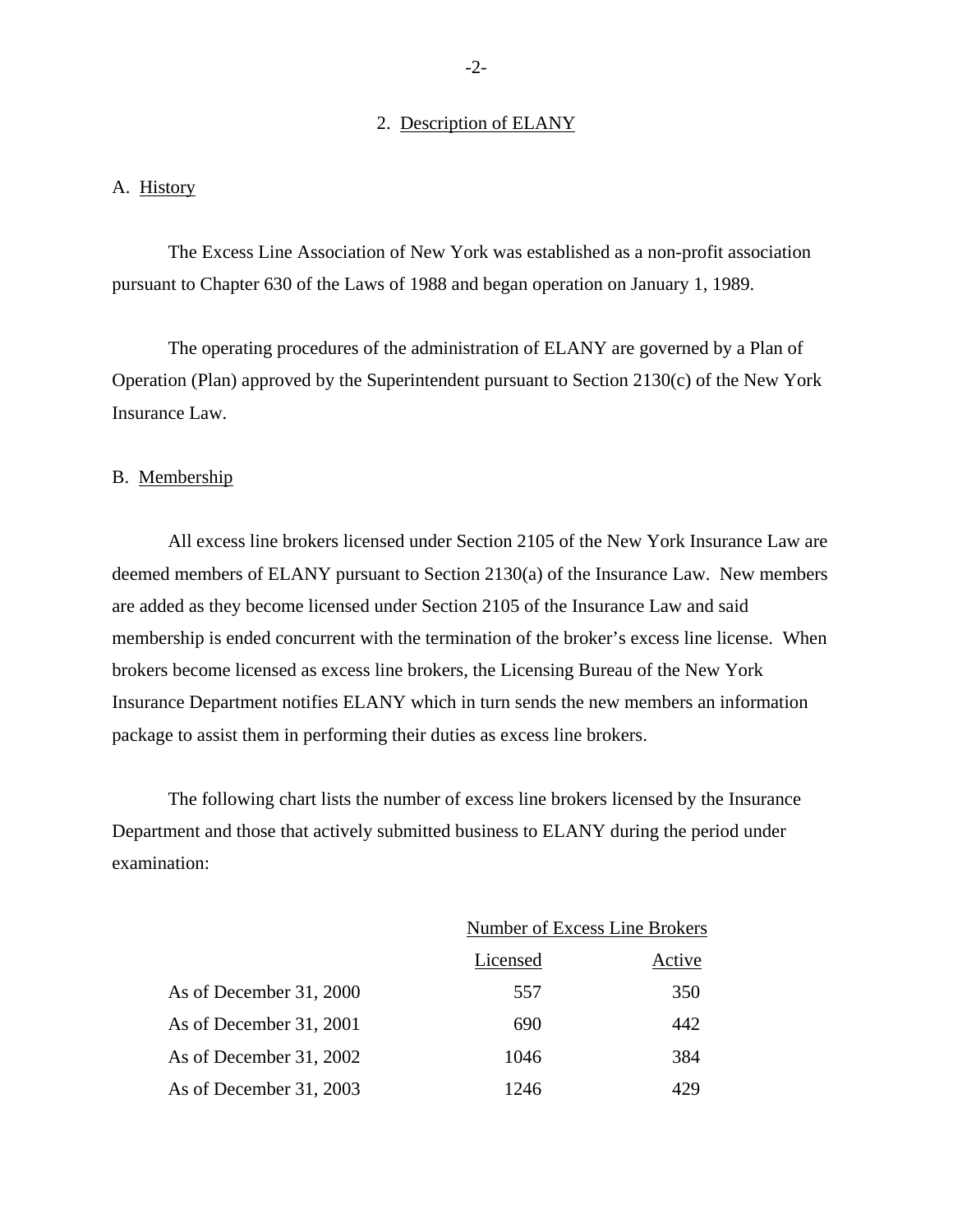## 2. Description of ELANY

### A. History

The Excess Line Association of New York was established as a non-profit association pursuant to Chapter 630 of the Laws of 1988 and began operation on January 1, 1989.

The operating procedures of the administration of ELANY are governed by a Plan of Operation (Plan) approved by the Superintendent pursuant to Section 2130(c) of the New York Insurance Law.

### B. Membership

All excess line brokers licensed under Section 2105 of the New York Insurance Law are deemed members of ELANY pursuant to Section 2130(a) of the Insurance Law. New members are added as they become licensed under Section 2105 of the Insurance Law and said membership is ended concurrent with the termination of the broker's excess line license. When brokers become licensed as excess line brokers, the Licensing Bureau of the New York Insurance Department notifies ELANY which in turn sends the new members an information package to assist them in performing their duties as excess line brokers.

The following chart lists the number of excess line brokers licensed by the Insurance Department and those that actively submitted business to ELANY during the period under examination:

| | Number of Excess Line Brokers | |
|---|---|---|
| | Licensed | Active |
| As of December 31, 2000 | 557 | 350 |
| As of December 31, 2001 | 690 | 442 |
| As of December 31, 2002 | 1046 | 384 |
| As of December 31, 2003 | 1246 | 429 |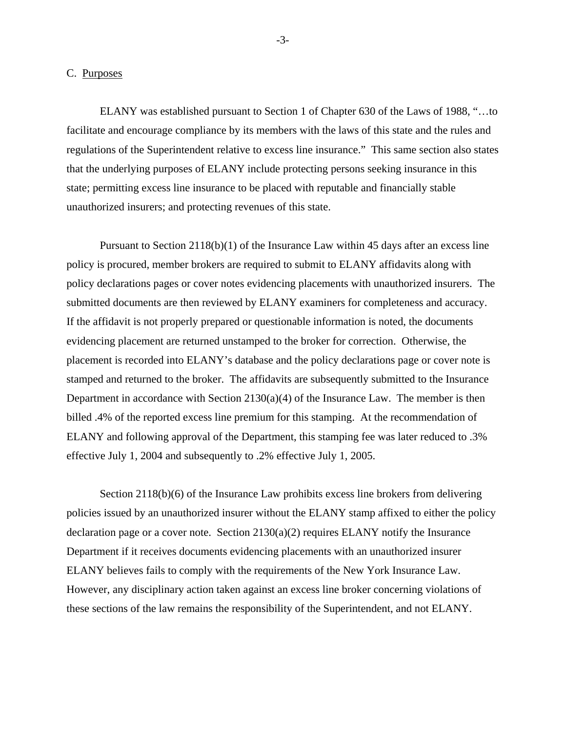### C. Purposes

ELANY was established pursuant to Section 1 of Chapter 630 of the Laws of 1988, "…to facilitate and encourage compliance by its members with the laws of this state and the rules and regulations of the Superintendent relative to excess line insurance." This same section also states that the underlying purposes of ELANY include protecting persons seeking insurance in this state; permitting excess line insurance to be placed with reputable and financially stable unauthorized insurers; and protecting revenues of this state.

Pursuant to Section 2118(b)(1) of the Insurance Law within 45 days after an excess line policy is procured, member brokers are required to submit to ELANY affidavits along with policy declarations pages or cover notes evidencing placements with unauthorized insurers. The submitted documents are then reviewed by ELANY examiners for completeness and accuracy. If the affidavit is not properly prepared or questionable information is noted, the documents evidencing placement are returned unstamped to the broker for correction. Otherwise, the placement is recorded into ELANY's database and the policy declarations page or cover note is stamped and returned to the broker. The affidavits are subsequently submitted to the Insurance Department in accordance with Section 2130(a)(4) of the Insurance Law. The member is then billed .4% of the reported excess line premium for this stamping. At the recommendation of ELANY and following approval of the Department, this stamping fee was later reduced to .3% effective July 1, 2004 and subsequently to .2% effective July 1, 2005.

Section 2118(b)(6) of the Insurance Law prohibits excess line brokers from delivering policies issued by an unauthorized insurer without the ELANY stamp affixed to either the policy declaration page or a cover note. Section 2130(a)(2) requires ELANY notify the Insurance Department if it receives documents evidencing placements with an unauthorized insurer ELANY believes fails to comply with the requirements of the New York Insurance Law. However, any disciplinary action taken against an excess line broker concerning violations of these sections of the law remains the responsibility of the Superintendent, and not ELANY.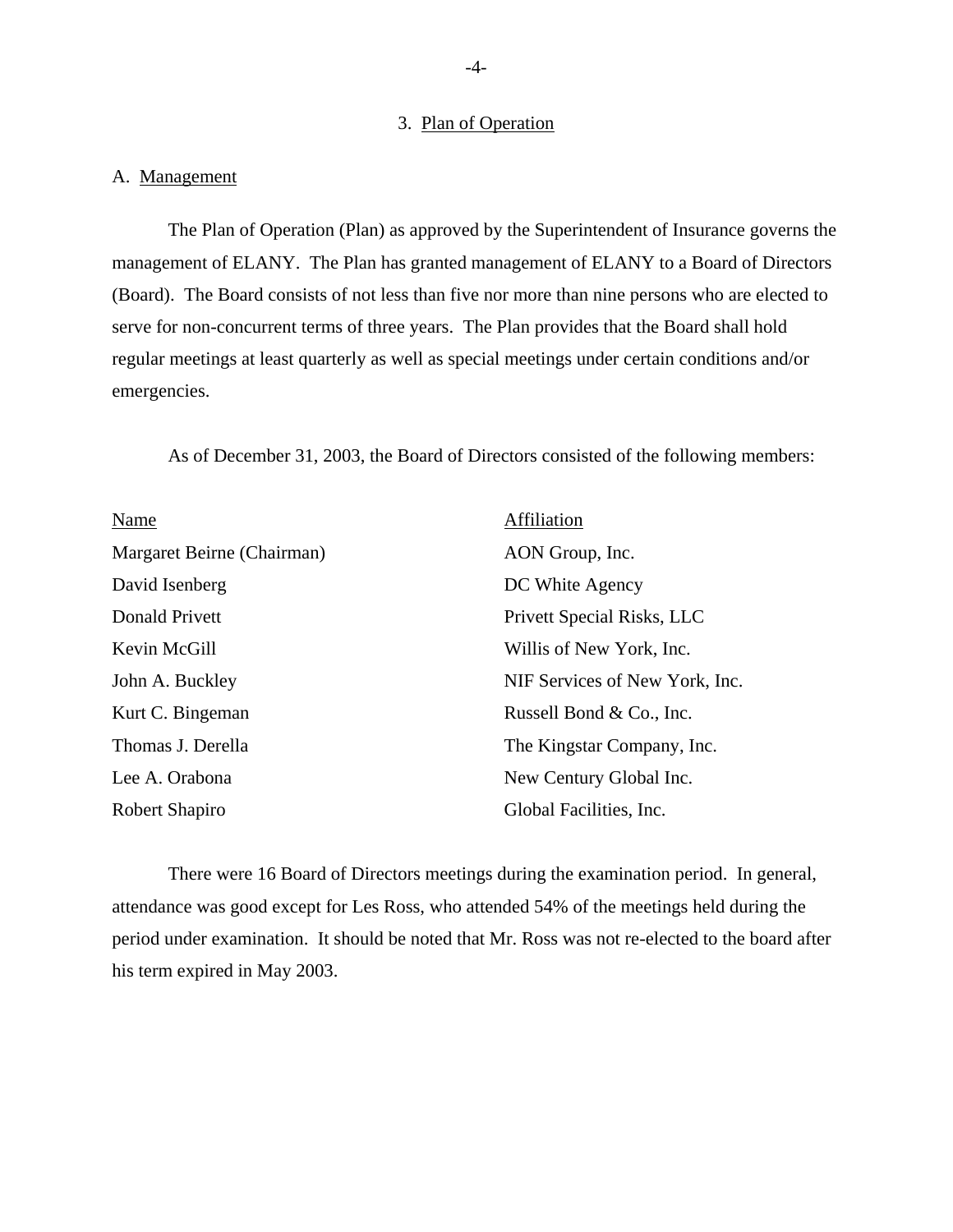## 3. Plan of Operation

### A. Management

The Plan of Operation (Plan) as approved by the Superintendent of Insurance governs the management of ELANY. The Plan has granted management of ELANY to a Board of Directors (Board). The Board consists of not less than five nor more than nine persons who are elected to serve for non-concurrent terms of three years. The Plan provides that the Board shall hold regular meetings at least quarterly as well as special meetings under certain conditions and/or emergencies.

As of December 31, 2003, the Board of Directors consisted of the following members:

| Name | Affiliation |
|---|---|
| Margaret Beirne (Chairman) | AON Group, Inc. |
| David Isenberg | DC White Agency |
| Donald Privett | Privett Special Risks, LLC |
| Kevin McGill | Willis of New York, Inc. |
| John A. Buckley | NIF Services of New York, Inc. |
| Kurt C. Bingeman | Russell Bond & Co., Inc. |
| Thomas J. Derella | The Kingstar Company, Inc. |
| Lee A. Orabona | New Century Global Inc. |
| Robert Shapiro | Global Facilities, Inc. |

There were 16 Board of Directors meetings during the examination period. In general, attendance was good except for Les Ross, who attended 54% of the meetings held during the period under examination. It should be noted that Mr. Ross was not re-elected to the board after his term expired in May 2003.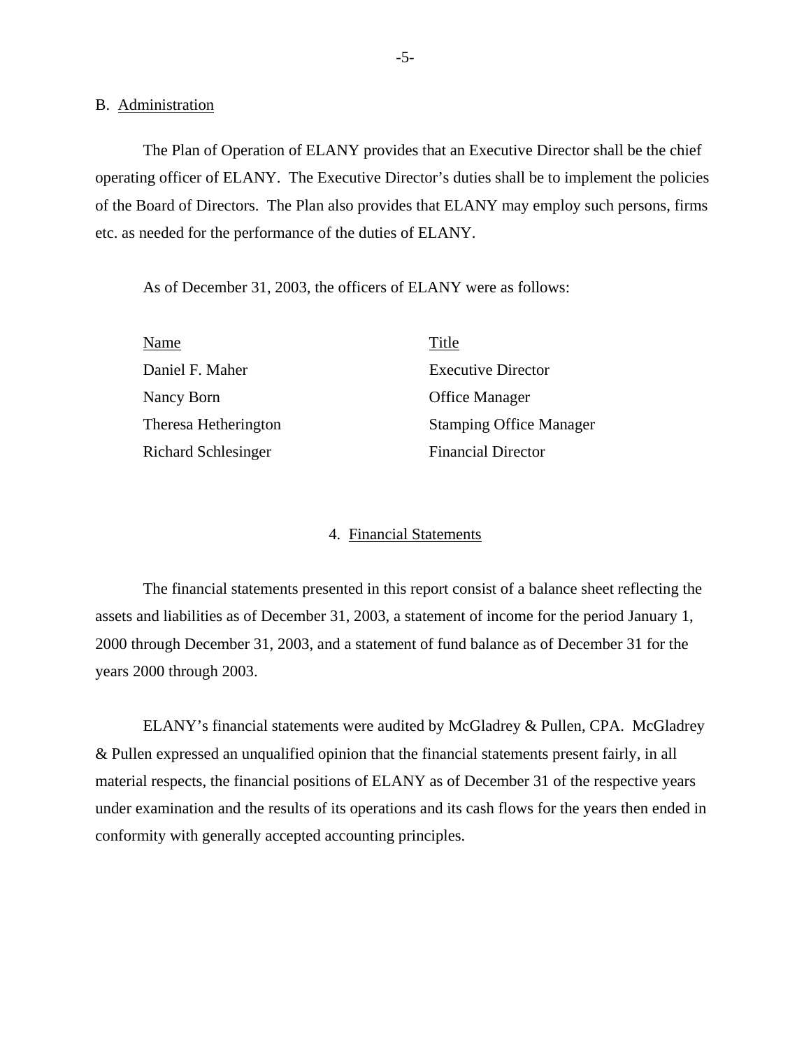### B. Administration

The Plan of Operation of ELANY provides that an Executive Director shall be the chief operating officer of ELANY. The Executive Director's duties shall be to implement the policies of the Board of Directors. The Plan also provides that ELANY may employ such persons, firms etc. as needed for the performance of the duties of ELANY.

As of December 31, 2003, the officers of ELANY were as follows:

| Name | Title |
|---|---|
| Daniel F. Maher | Executive Director |
| Nancy Born | Office Manager |
| Theresa Hetherington | Stamping Office Manager |
| Richard Schlesinger | Financial Director |

## 4. Financial Statements

The financial statements presented in this report consist of a balance sheet reflecting the assets and liabilities as of December 31, 2003, a statement of income for the period January 1, 2000 through December 31, 2003, and a statement of fund balance as of December 31 for the years 2000 through 2003.

ELANY's financial statements were audited by McGladrey & Pullen, CPA. McGladrey & Pullen expressed an unqualified opinion that the financial statements present fairly, in all material respects, the financial positions of ELANY as of December 31 of the respective years under examination and the results of its operations and its cash flows for the years then ended in conformity with generally accepted accounting principles.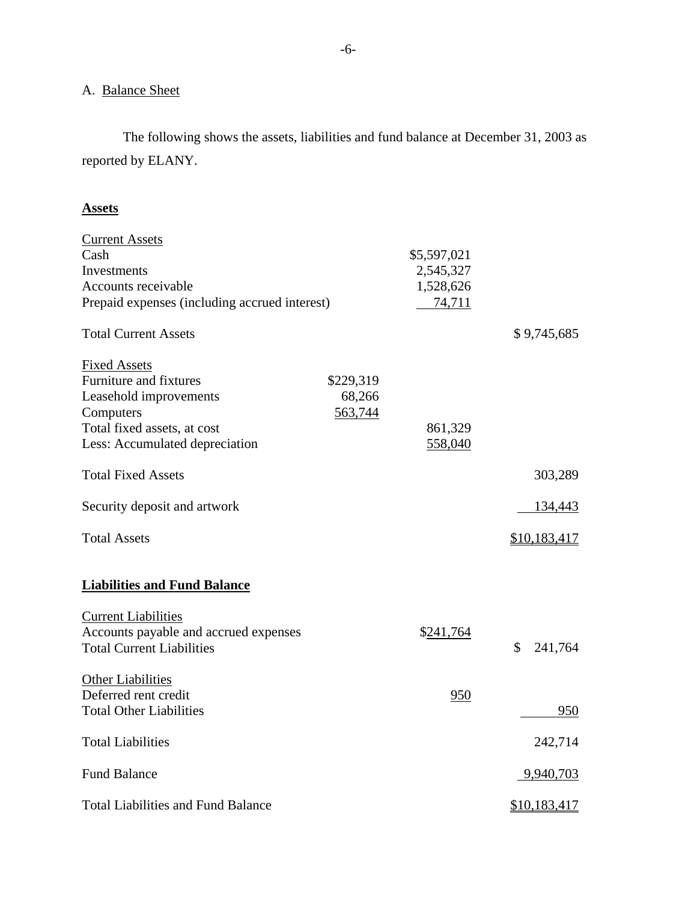A. Balance Sheet

The following shows the assets, liabilities and fund balance at December 31, 2003 as reported by ELANY.

**Assets**

| | | | |
|---|---|---|---|
| Current Assets | | | |
| Cash | | $5,597,021 | |
| Investments | | 2,545,327 | |
| Accounts receivable | | 1,528,626 | |
| Prepaid expenses (including accrued interest) | | 74,711 | |
| Total Current Assets | | | $ 9,745,685 |
| Fixed Assets | | | |
| Furniture and fixtures | $229,319 | | |
| Leasehold improvements | 68,266 | | |
| Computers | 563,744 | | |
| Total fixed assets, at cost | | 861,329 | |
| Less: Accumulated depreciation | | 558,040 | |
| Total Fixed Assets | | | 303,289 |
| Security deposit and artwork | | | 134,443 |
| Total Assets | | | $10,183,417 |

**Liabilities and Fund Balance**

| | | |
|---|---|---|
| Current Liabilities | | |
| Accounts payable and accrued expenses | $241,764 | |
| Total Current Liabilities | | $ 241,764 |
| Other Liabilities | | |
| Deferred rent credit | 950 | |
| Total Other Liabilities | | 950 |
| Total Liabilities | | 242,714 |
| Fund Balance | | 9,940,703 |
| Total Liabilities and Fund Balance | | $10,183,417 |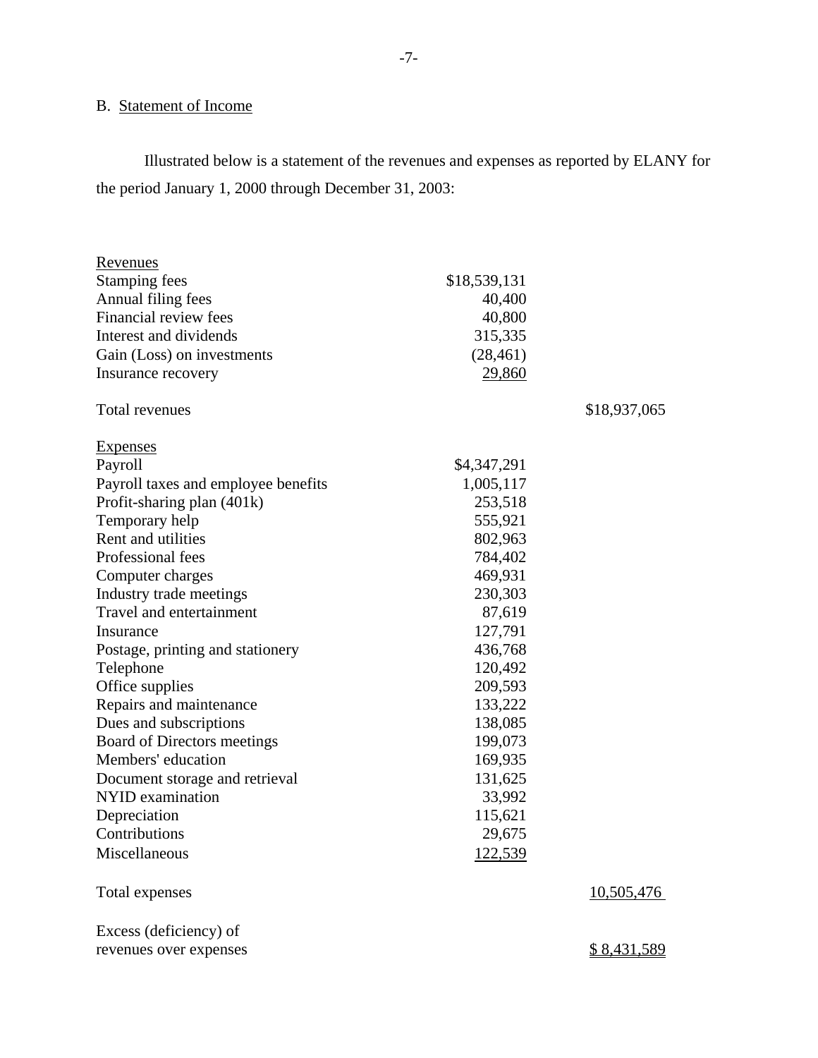B. Statement of Income

Illustrated below is a statement of the revenues and expenses as reported by ELANY for the period January 1, 2000 through December 31, 2003:

| | | |
|---|---|---|
| Revenues | | |
| Stamping fees | $18,539,131 | |
| Annual filing fees | 40,400 | |
| Financial review fees | 40,800 | |
| Interest and dividends | 315,335 | |
| Gain (Loss) on investments | (28,461) | |
| Insurance recovery | 29,860 | |
| Total revenues | | $18,937,065 |
| Expenses | | |
| Payroll | $4,347,291 | |
| Payroll taxes and employee benefits | 1,005,117 | |
| Profit-sharing plan (401k) | 253,518 | |
| Temporary help | 555,921 | |
| Rent and utilities | 802,963 | |
| Professional fees | 784,402 | |
| Computer charges | 469,931 | |
| Industry trade meetings | 230,303 | |
| Travel and entertainment | 87,619 | |
| Insurance | 127,791 | |
| Postage, printing and stationery | 436,768 | |
| Telephone | 120,492 | |
| Office supplies | 209,593 | |
| Repairs and maintenance | 133,222 | |
| Dues and subscriptions | 138,085 | |
| Board of Directors meetings | 199,073 | |
| Members' education | 169,935 | |
| Document storage and retrieval | 131,625 | |
| NYID examination | 33,992 | |
| Depreciation | 115,621 | |
| Contributions | 29,675 | |
| Miscellaneous | 122,539 | |
| Total expenses | | 10,505,476 |
| Excess (deficiency) of revenues over expenses | | $ 8,431,589 |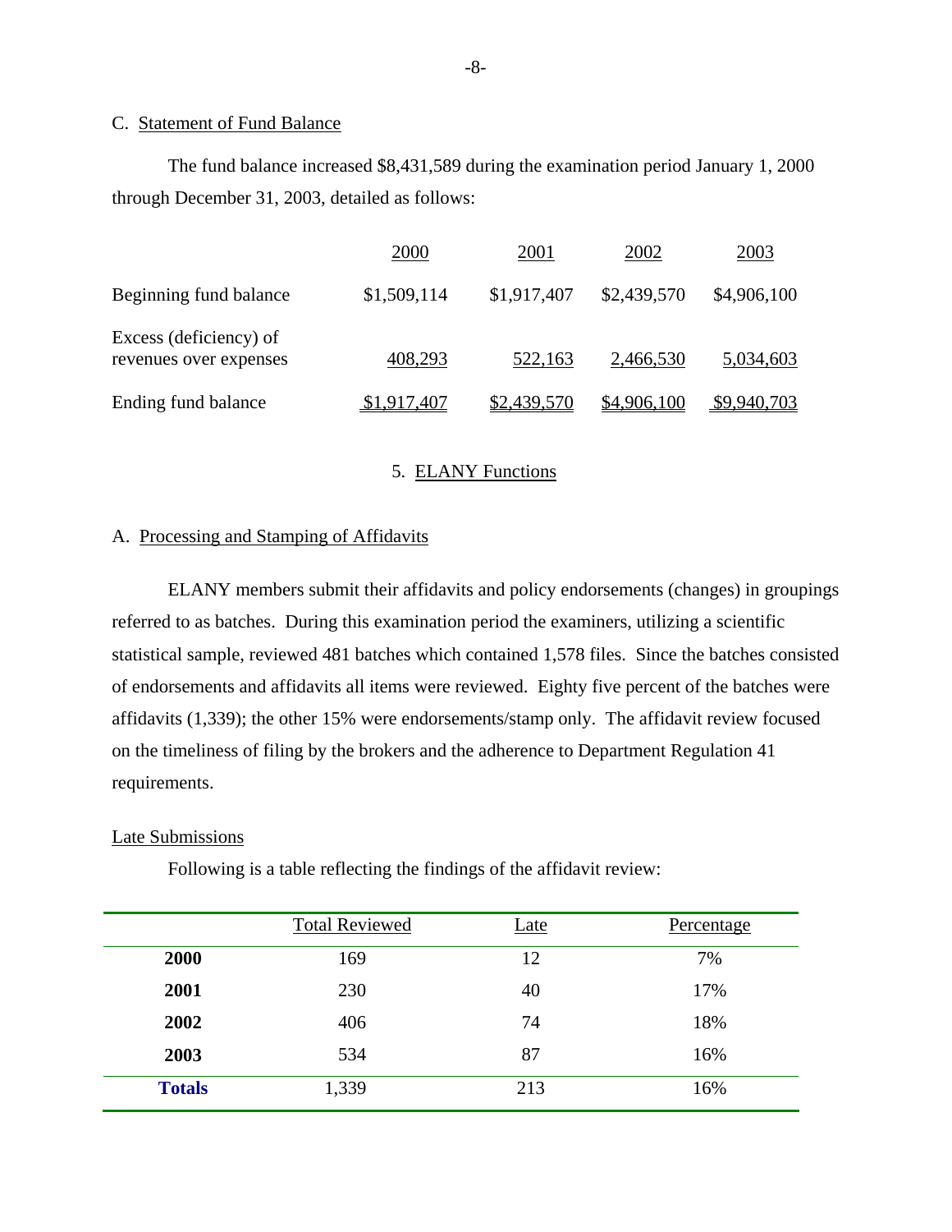### C. Statement of Fund Balance

The fund balance increased $8,431,589 during the examination period January 1, 2000 through December 31, 2003, detailed as follows:

| | 2000 | 2001 | 2002 | 2003 |
|---|---|---|---|---|
| Beginning fund balance | $1,509,114 | $1,917,407 | $2,439,570 | $4,906,100 |
| Excess (deficiency) of revenues over expenses | 408,293 | 522,163 | 2,466,530 | 5,034,603 |
| Ending fund balance | $1,917,407 | $2,439,570 | $4,906,100 | $9,940,703 |

## 5. ELANY Functions

### A. Processing and Stamping of Affidavits

ELANY members submit their affidavits and policy endorsements (changes) in groupings referred to as batches. During this examination period the examiners, utilizing a scientific statistical sample, reviewed 481 batches which contained 1,578 files. Since the batches consisted of endorsements and affidavits all items were reviewed. Eighty five percent of the batches were affidavits (1,339); the other 15% were endorsements/stamp only. The affidavit review focused on the timeliness of filing by the brokers and the adherence to Department Regulation 41 requirements.

#### Late Submissions

Following is a table reflecting the findings of the affidavit review:

| | Total Reviewed | Late | Percentage |
|---|---|---|---|
| **2000** | 169 | 12 | 7% |
| **2001** | 230 | 40 | 17% |
| **2002** | 406 | 74 | 18% |
| **2003** | 534 | 87 | 16% |
| **Totals** | 1,339 | 213 | 16% |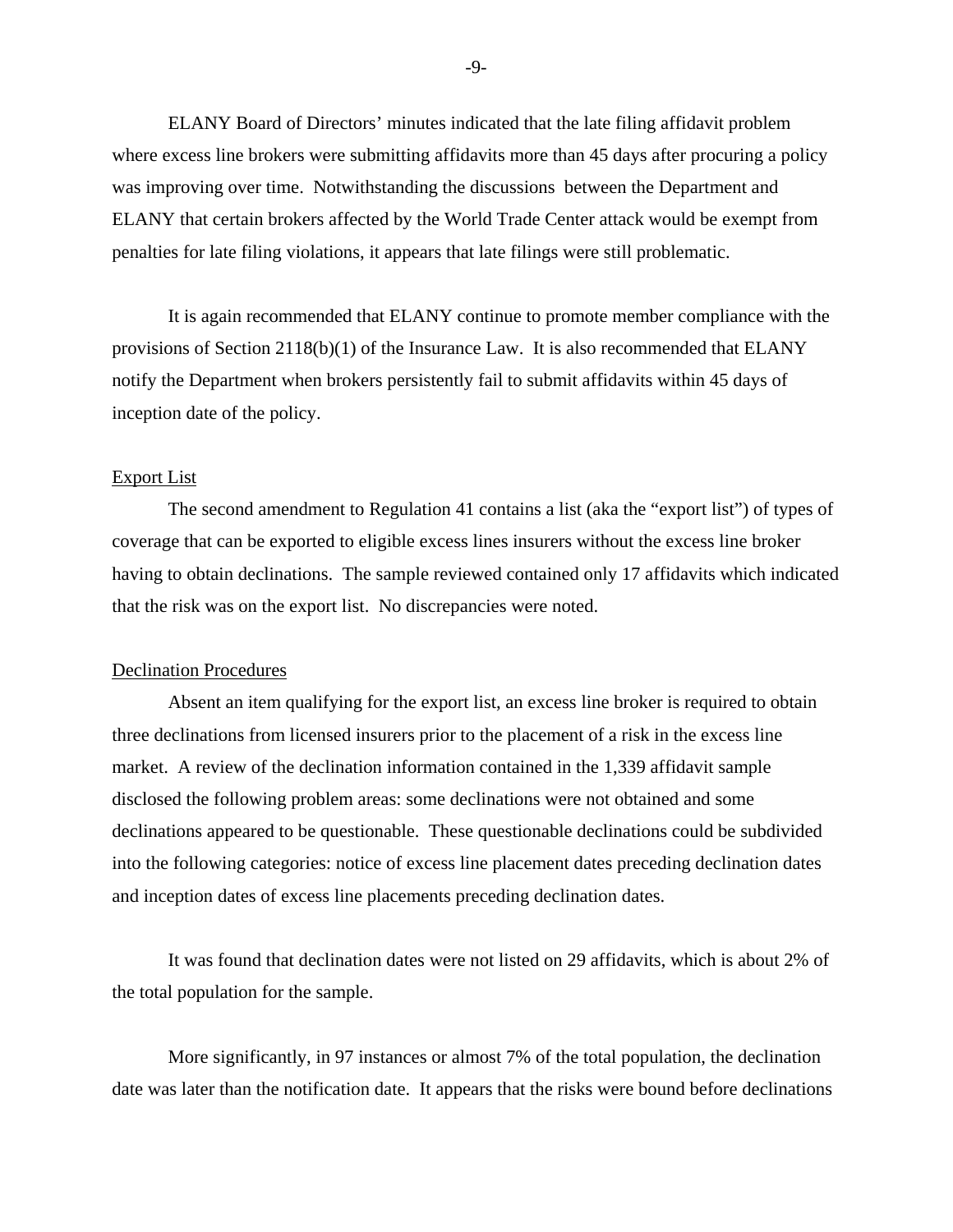ELANY Board of Directors' minutes indicated that the late filing affidavit problem where excess line brokers were submitting affidavits more than 45 days after procuring a policy was improving over time. Notwithstanding the discussions between the Department and ELANY that certain brokers affected by the World Trade Center attack would be exempt from penalties for late filing violations, it appears that late filings were still problematic.

It is again recommended that ELANY continue to promote member compliance with the provisions of Section 2118(b)(1) of the Insurance Law. It is also recommended that ELANY notify the Department when brokers persistently fail to submit affidavits within 45 days of inception date of the policy.

Export List

The second amendment to Regulation 41 contains a list (aka the "export list") of types of coverage that can be exported to eligible excess lines insurers without the excess line broker having to obtain declinations. The sample reviewed contained only 17 affidavits which indicated that the risk was on the export list. No discrepancies were noted.

Declination Procedures

Absent an item qualifying for the export list, an excess line broker is required to obtain three declinations from licensed insurers prior to the placement of a risk in the excess line market. A review of the declination information contained in the 1,339 affidavit sample disclosed the following problem areas: some declinations were not obtained and some declinations appeared to be questionable. These questionable declinations could be subdivided into the following categories: notice of excess line placement dates preceding declination dates and inception dates of excess line placements preceding declination dates.

It was found that declination dates were not listed on 29 affidavits, which is about 2% of the total population for the sample.

More significantly, in 97 instances or almost 7% of the total population, the declination date was later than the notification date. It appears that the risks were bound before declinations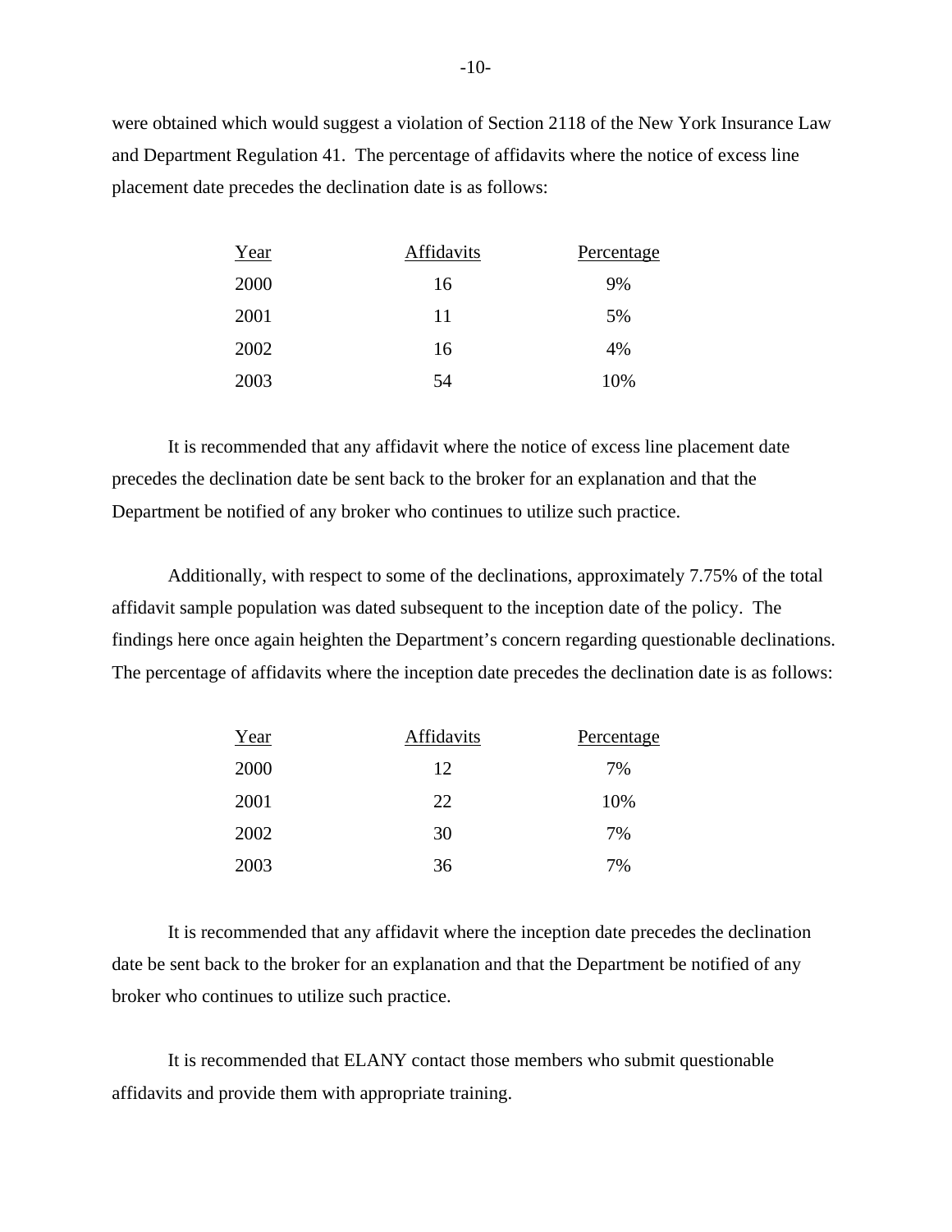were obtained which would suggest a violation of Section 2118 of the New York Insurance Law and Department Regulation 41. The percentage of affidavits where the notice of excess line placement date precedes the declination date is as follows:

| Year | Affidavits | Percentage |
|---|---|---|
| 2000 | 16 | 9% |
| 2001 | 11 | 5% |
| 2002 | 16 | 4% |
| 2003 | 54 | 10% |

It is recommended that any affidavit where the notice of excess line placement date precedes the declination date be sent back to the broker for an explanation and that the Department be notified of any broker who continues to utilize such practice.

Additionally, with respect to some of the declinations, approximately 7.75% of the total affidavit sample population was dated subsequent to the inception date of the policy. The findings here once again heighten the Department's concern regarding questionable declinations. The percentage of affidavits where the inception date precedes the declination date is as follows:

| Year | Affidavits | Percentage |
|---|---|---|
| 2000 | 12 | 7% |
| 2001 | 22 | 10% |
| 2002 | 30 | 7% |
| 2003 | 36 | 7% |

It is recommended that any affidavit where the inception date precedes the declination date be sent back to the broker for an explanation and that the Department be notified of any broker who continues to utilize such practice.

It is recommended that ELANY contact those members who submit questionable affidavits and provide them with appropriate training.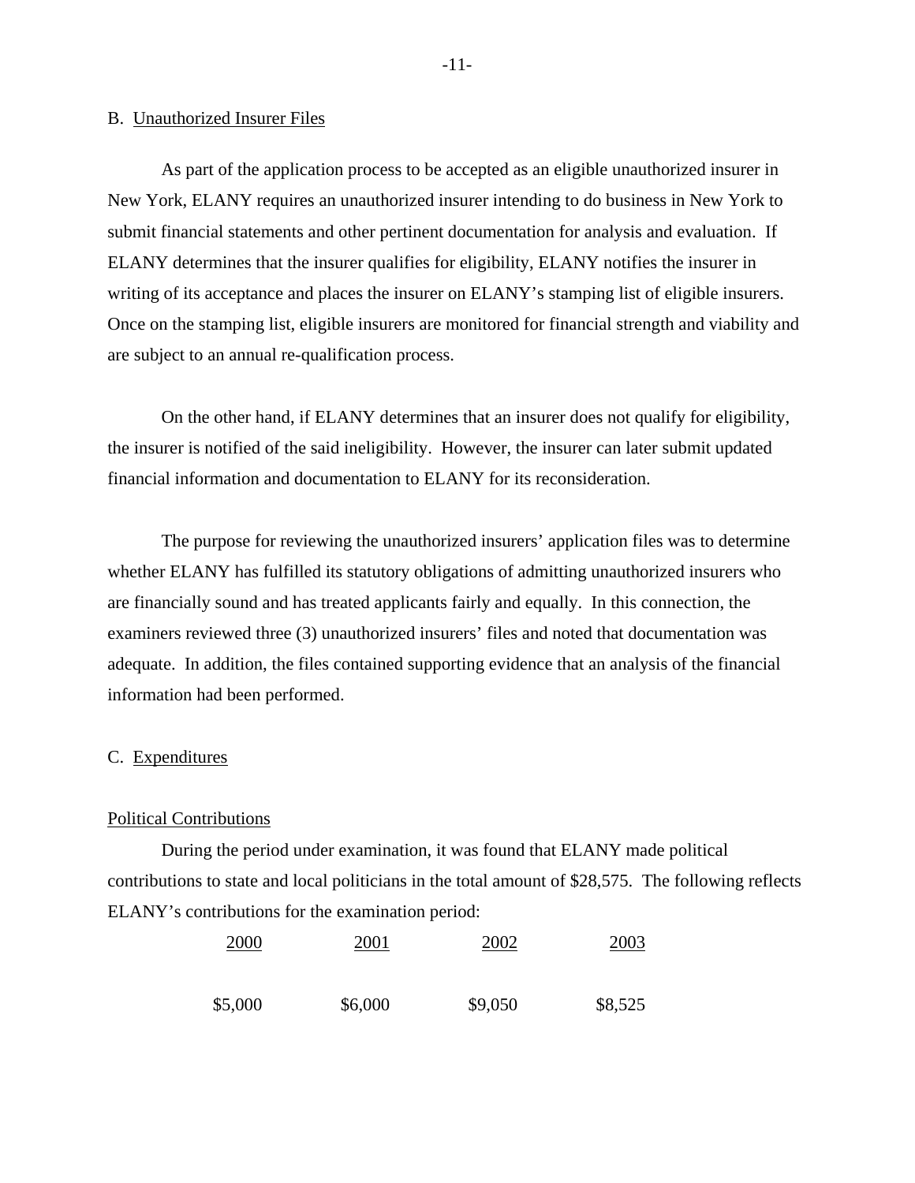## B. Unauthorized Insurer Files

As part of the application process to be accepted as an eligible unauthorized insurer in New York, ELANY requires an unauthorized insurer intending to do business in New York to submit financial statements and other pertinent documentation for analysis and evaluation. If ELANY determines that the insurer qualifies for eligibility, ELANY notifies the insurer in writing of its acceptance and places the insurer on ELANY's stamping list of eligible insurers. Once on the stamping list, eligible insurers are monitored for financial strength and viability and are subject to an annual re-qualification process.

On the other hand, if ELANY determines that an insurer does not qualify for eligibility, the insurer is notified of the said ineligibility. However, the insurer can later submit updated financial information and documentation to ELANY for its reconsideration.

The purpose for reviewing the unauthorized insurers' application files was to determine whether ELANY has fulfilled its statutory obligations of admitting unauthorized insurers who are financially sound and has treated applicants fairly and equally. In this connection, the examiners reviewed three (3) unauthorized insurers' files and noted that documentation was adequate. In addition, the files contained supporting evidence that an analysis of the financial information had been performed.

## C. Expenditures

### Political Contributions

During the period under examination, it was found that ELANY made political contributions to state and local politicians in the total amount of $28,575. The following reflects ELANY's contributions for the examination period:

| 2000 | 2001 | 2002 | 2003 |
|---|---|---|---|
| $5,000 | $6,000 | $9,050 | $8,525 |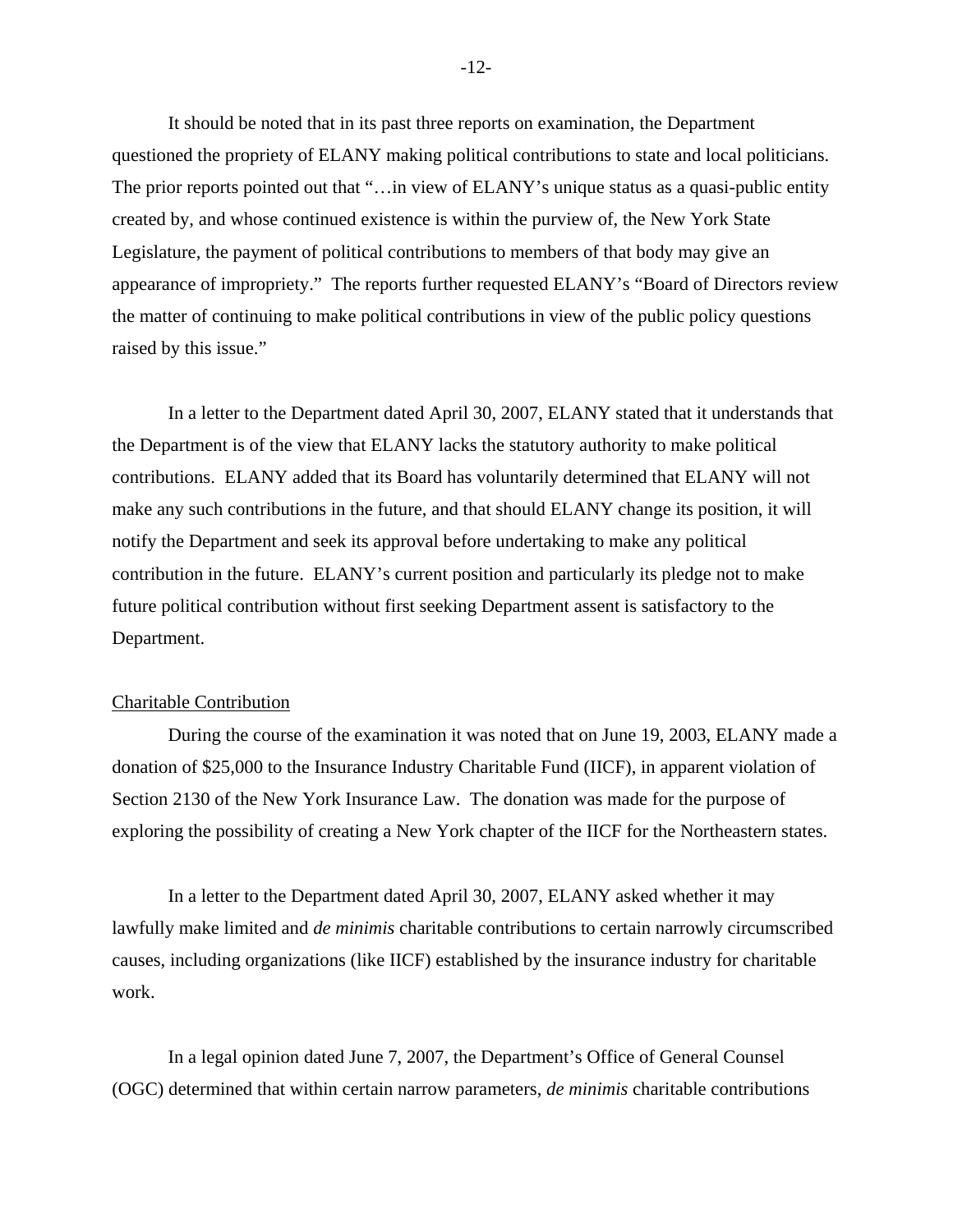It should be noted that in its past three reports on examination, the Department questioned the propriety of ELANY making political contributions to state and local politicians. The prior reports pointed out that "…in view of ELANY's unique status as a quasi-public entity created by, and whose continued existence is within the purview of, the New York State Legislature, the payment of political contributions to members of that body may give an appearance of impropriety." The reports further requested ELANY's "Board of Directors review the matter of continuing to make political contributions in view of the public policy questions raised by this issue."

In a letter to the Department dated April 30, 2007, ELANY stated that it understands that the Department is of the view that ELANY lacks the statutory authority to make political contributions. ELANY added that its Board has voluntarily determined that ELANY will not make any such contributions in the future, and that should ELANY change its position, it will notify the Department and seek its approval before undertaking to make any political contribution in the future. ELANY's current position and particularly its pledge not to make future political contribution without first seeking Department assent is satisfactory to the Department.

<u>Charitable Contribution</u>

During the course of the examination it was noted that on June 19, 2003, ELANY made a donation of $25,000 to the Insurance Industry Charitable Fund (IICF), in apparent violation of Section 2130 of the New York Insurance Law. The donation was made for the purpose of exploring the possibility of creating a New York chapter of the IICF for the Northeastern states.

In a letter to the Department dated April 30, 2007, ELANY asked whether it may lawfully make limited and *de minimis* charitable contributions to certain narrowly circumscribed causes, including organizations (like IICF) established by the insurance industry for charitable work.

In a legal opinion dated June 7, 2007, the Department's Office of General Counsel (OGC) determined that within certain narrow parameters, *de minimis* charitable contributions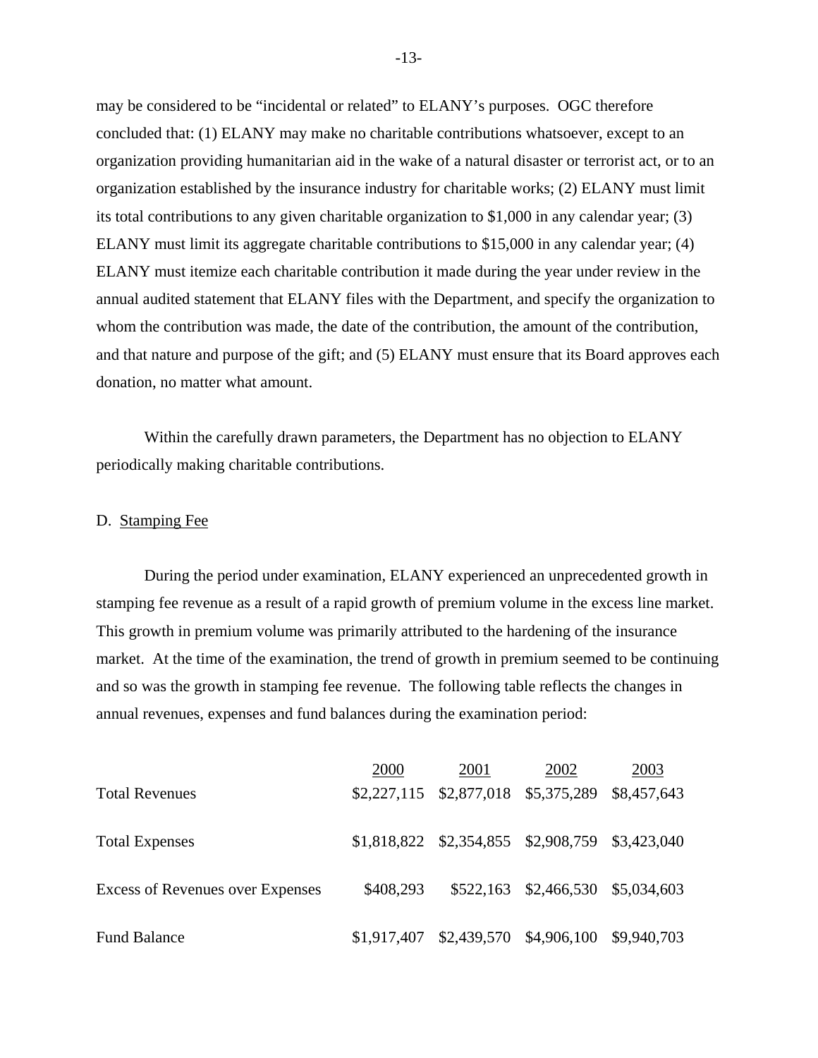may be considered to be "incidental or related" to ELANY's purposes. OGC therefore concluded that: (1) ELANY may make no charitable contributions whatsoever, except to an organization providing humanitarian aid in the wake of a natural disaster or terrorist act, or to an organization established by the insurance industry for charitable works; (2) ELANY must limit its total contributions to any given charitable organization to $1,000 in any calendar year; (3) ELANY must limit its aggregate charitable contributions to $15,000 in any calendar year; (4) ELANY must itemize each charitable contribution it made during the year under review in the annual audited statement that ELANY files with the Department, and specify the organization to whom the contribution was made, the date of the contribution, the amount of the contribution, and that nature and purpose of the gift; and (5) ELANY must ensure that its Board approves each donation, no matter what amount.

Within the carefully drawn parameters, the Department has no objection to ELANY periodically making charitable contributions.

D. Stamping Fee

During the period under examination, ELANY experienced an unprecedented growth in stamping fee revenue as a result of a rapid growth of premium volume in the excess line market. This growth in premium volume was primarily attributed to the hardening of the insurance market. At the time of the examination, the trend of growth in premium seemed to be continuing and so was the growth in stamping fee revenue. The following table reflects the changes in annual revenues, expenses and fund balances during the examination period:

| | 2000 | 2001 | 2002 | 2003 |
|---|---|---|---|---|
| Total Revenues | $2,227,115 | $2,877,018 | $5,375,289 | $8,457,643 |
| Total Expenses | $1,818,822 | $2,354,855 | $2,908,759 | $3,423,040 |
| Excess of Revenues over Expenses | $408,293 | $522,163 | $2,466,530 | $5,034,603 |
| Fund Balance | $1,917,407 | $2,439,570 | $4,906,100 | $9,940,703 |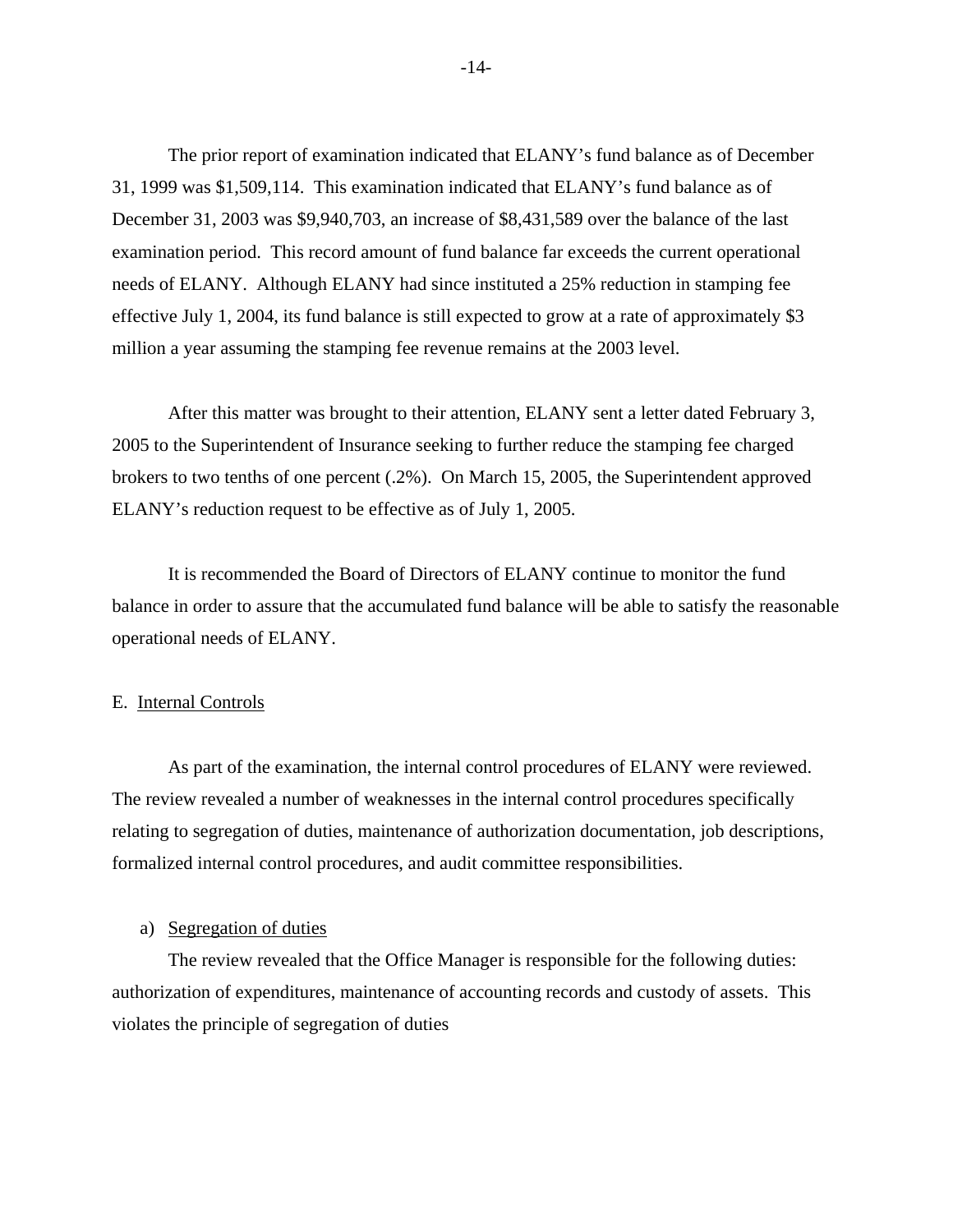The prior report of examination indicated that ELANY's fund balance as of December 31, 1999 was $1,509,114. This examination indicated that ELANY's fund balance as of December 31, 2003 was $9,940,703, an increase of $8,431,589 over the balance of the last examination period. This record amount of fund balance far exceeds the current operational needs of ELANY. Although ELANY had since instituted a 25% reduction in stamping fee effective July 1, 2004, its fund balance is still expected to grow at a rate of approximately $3 million a year assuming the stamping fee revenue remains at the 2003 level.

After this matter was brought to their attention, ELANY sent a letter dated February 3, 2005 to the Superintendent of Insurance seeking to further reduce the stamping fee charged brokers to two tenths of one percent (.2%). On March 15, 2005, the Superintendent approved ELANY's reduction request to be effective as of July 1, 2005.

It is recommended the Board of Directors of ELANY continue to monitor the fund balance in order to assure that the accumulated fund balance will be able to satisfy the reasonable operational needs of ELANY.

## E. Internal Controls

As part of the examination, the internal control procedures of ELANY were reviewed. The review revealed a number of weaknesses in the internal control procedures specifically relating to segregation of duties, maintenance of authorization documentation, job descriptions, formalized internal control procedures, and audit committee responsibilities.

### a) Segregation of duties

The review revealed that the Office Manager is responsible for the following duties: authorization of expenditures, maintenance of accounting records and custody of assets. This violates the principle of segregation of duties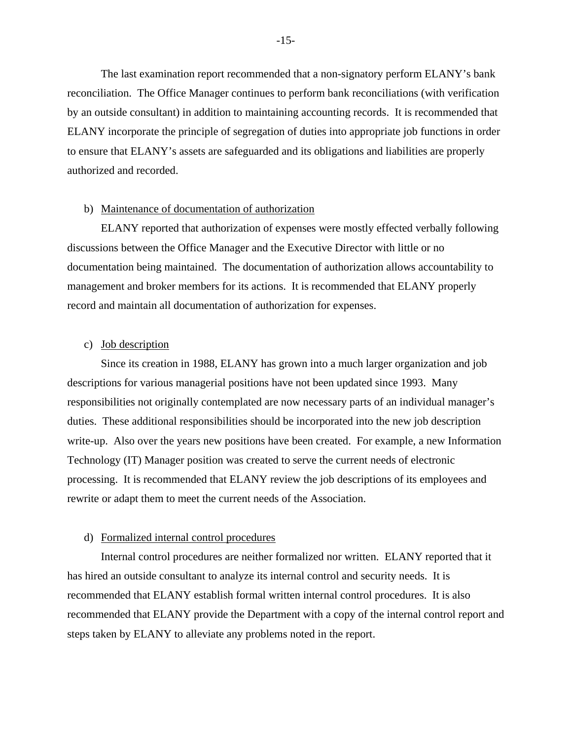The last examination report recommended that a non-signatory perform ELANY's bank reconciliation. The Office Manager continues to perform bank reconciliations (with verification by an outside consultant) in addition to maintaining accounting records. It is recommended that ELANY incorporate the principle of segregation of duties into appropriate job functions in order to ensure that ELANY's assets are safeguarded and its obligations and liabilities are properly authorized and recorded.

b) Maintenance of documentation of authorization

ELANY reported that authorization of expenses were mostly effected verbally following discussions between the Office Manager and the Executive Director with little or no documentation being maintained. The documentation of authorization allows accountability to management and broker members for its actions. It is recommended that ELANY properly record and maintain all documentation of authorization for expenses.

c) Job description

Since its creation in 1988, ELANY has grown into a much larger organization and job descriptions for various managerial positions have not been updated since 1993. Many responsibilities not originally contemplated are now necessary parts of an individual manager's duties. These additional responsibilities should be incorporated into the new job description write-up. Also over the years new positions have been created. For example, a new Information Technology (IT) Manager position was created to serve the current needs of electronic processing. It is recommended that ELANY review the job descriptions of its employees and rewrite or adapt them to meet the current needs of the Association.

d) Formalized internal control procedures

Internal control procedures are neither formalized nor written. ELANY reported that it has hired an outside consultant to analyze its internal control and security needs. It is recommended that ELANY establish formal written internal control procedures. It is also recommended that ELANY provide the Department with a copy of the internal control report and steps taken by ELANY to alleviate any problems noted in the report.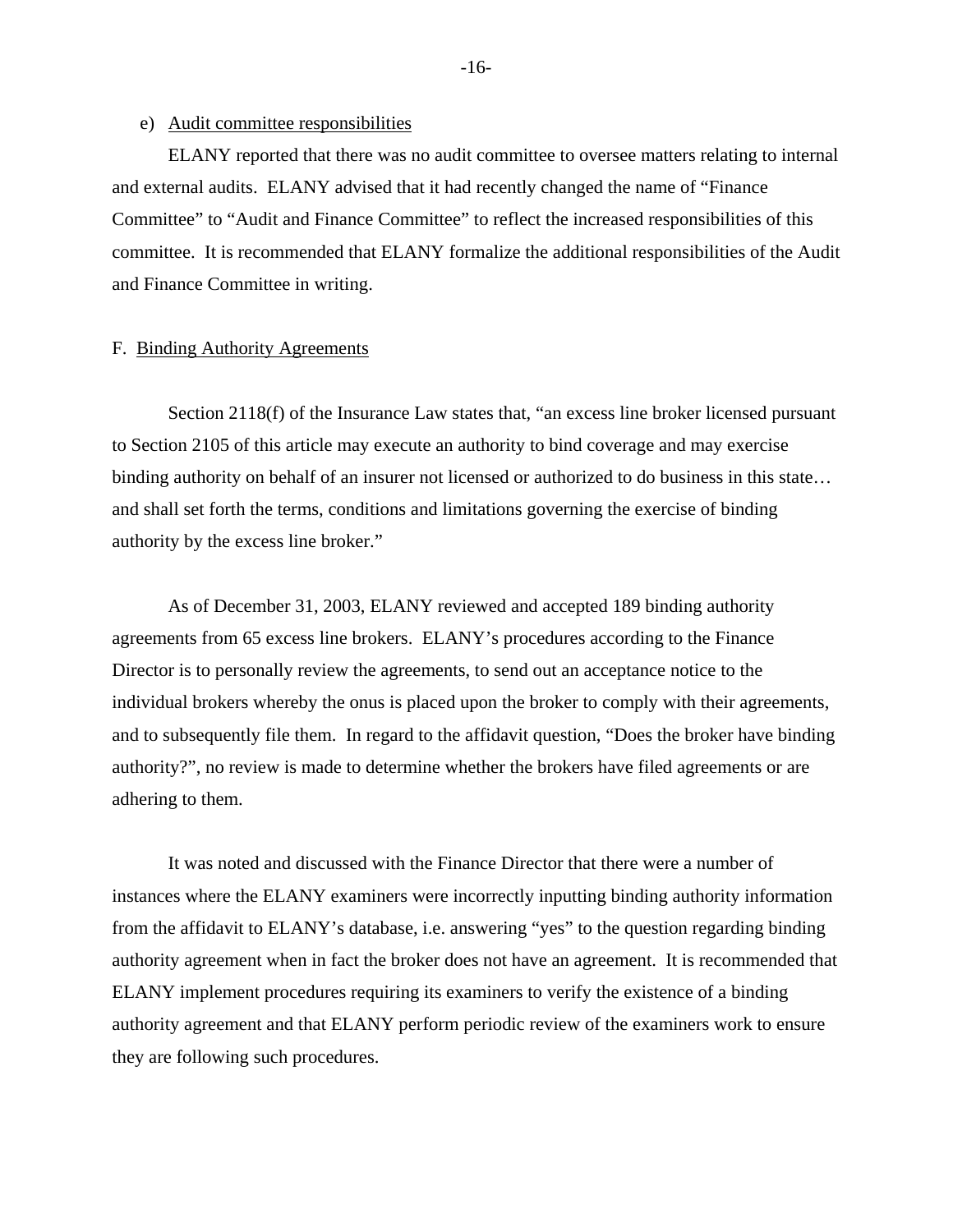e) Audit committee responsibilities

ELANY reported that there was no audit committee to oversee matters relating to internal and external audits. ELANY advised that it had recently changed the name of "Finance Committee" to "Audit and Finance Committee" to reflect the increased responsibilities of this committee. It is recommended that ELANY formalize the additional responsibilities of the Audit and Finance Committee in writing.

F. Binding Authority Agreements

Section 2118(f) of the Insurance Law states that, "an excess line broker licensed pursuant to Section 2105 of this article may execute an authority to bind coverage and may exercise binding authority on behalf of an insurer not licensed or authorized to do business in this state… and shall set forth the terms, conditions and limitations governing the exercise of binding authority by the excess line broker."

As of December 31, 2003, ELANY reviewed and accepted 189 binding authority agreements from 65 excess line brokers. ELANY's procedures according to the Finance Director is to personally review the agreements, to send out an acceptance notice to the individual brokers whereby the onus is placed upon the broker to comply with their agreements, and to subsequently file them. In regard to the affidavit question, "Does the broker have binding authority?", no review is made to determine whether the brokers have filed agreements or are adhering to them.

It was noted and discussed with the Finance Director that there were a number of instances where the ELANY examiners were incorrectly inputting binding authority information from the affidavit to ELANY's database, i.e. answering "yes" to the question regarding binding authority agreement when in fact the broker does not have an agreement. It is recommended that ELANY implement procedures requiring its examiners to verify the existence of a binding authority agreement and that ELANY perform periodic review of the examiners work to ensure they are following such procedures.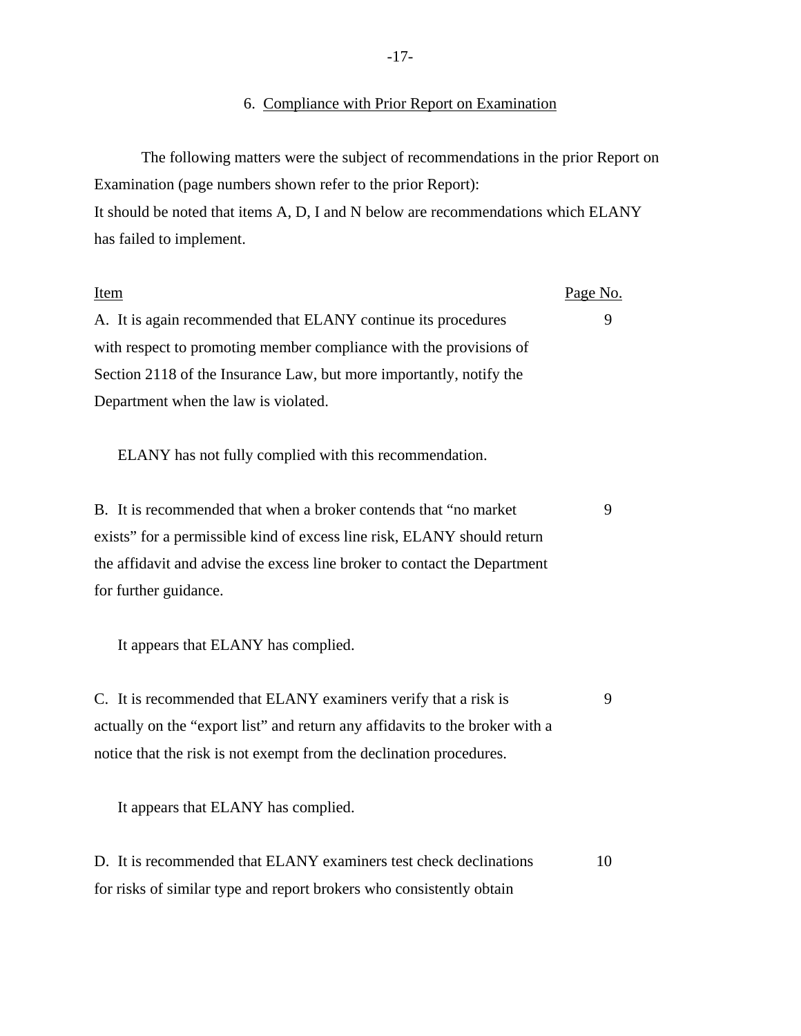## 6. Compliance with Prior Report on Examination

The following matters were the subject of recommendations in the prior Report on Examination (page numbers shown refer to the prior Report):
It should be noted that items A, D, I and N below are recommendations which ELANY has failed to implement.

| Item | Page No. |
|---|---|
| A. It is again recommended that ELANY continue its procedures with respect to promoting member compliance with the provisions of Section 2118 of the Insurance Law, but more importantly, notify the Department when the law is violated. | 9 |

ELANY has not fully complied with this recommendation.

| | |
|---|---|
| B. It is recommended that when a broker contends that "no market exists" for a permissible kind of excess line risk, ELANY should return the affidavit and advise the excess line broker to contact the Department for further guidance. | 9 |

It appears that ELANY has complied.

| | |
|---|---|
| C. It is recommended that ELANY examiners verify that a risk is actually on the "export list" and return any affidavits to the broker with a notice that the risk is not exempt from the declination procedures. | 9 |

It appears that ELANY has complied.

| | |
|---|---|
| D. It is recommended that ELANY examiners test check declinations for risks of similar type and report brokers who consistently obtain | 10 |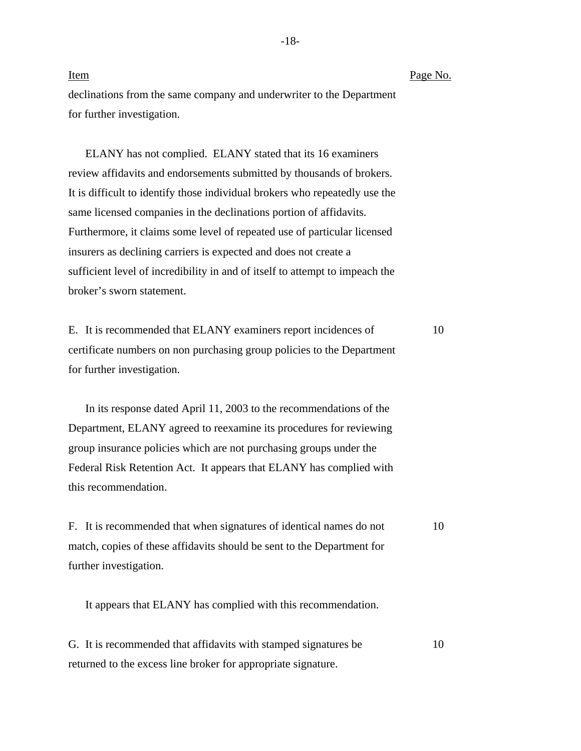| Item | Page No. |
|---|---|
| declinations from the same company and underwriter to the Department for further investigation. | |
| ELANY has not complied. ELANY stated that its 16 examiners review affidavits and endorsements submitted by thousands of brokers. It is difficult to identify those individual brokers who repeatedly use the same licensed companies in the declinations portion of affidavits. Furthermore, it claims some level of repeated use of particular licensed insurers as declining carriers is expected and does not create a sufficient level of incredibility in and of itself to attempt to impeach the broker's sworn statement. | |
| E. It is recommended that ELANY examiners report incidences of certificate numbers on non purchasing group policies to the Department for further investigation. | 10 |
| In its response dated April 11, 2003 to the recommendations of the Department, ELANY agreed to reexamine its procedures for reviewing group insurance policies which are not purchasing groups under the Federal Risk Retention Act. It appears that ELANY has complied with this recommendation. | |
| F. It is recommended that when signatures of identical names do not match, copies of these affidavits should be sent to the Department for further investigation. | 10 |
| It appears that ELANY has complied with this recommendation. | |
| G. It is recommended that affidavits with stamped signatures be returned to the excess line broker for appropriate signature. | 10 |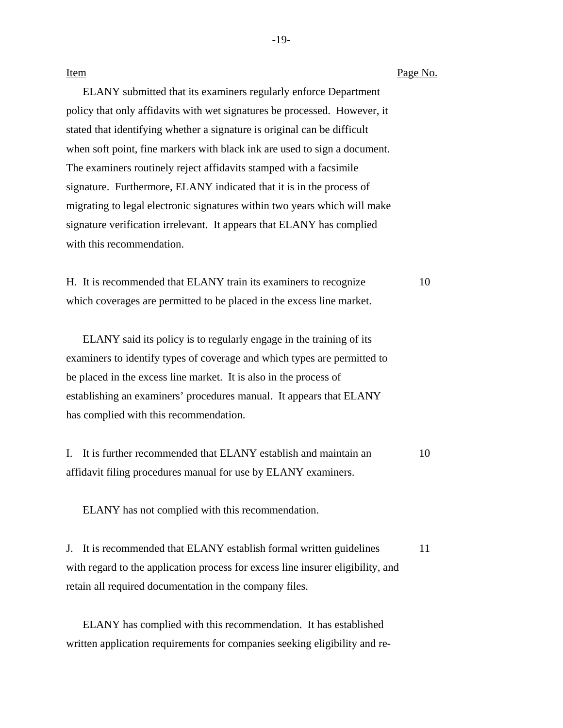| Item | Page No. |
|---|---|
| ELANY submitted that its examiners regularly enforce Department policy that only affidavits with wet signatures be processed. However, it stated that identifying whether a signature is original can be difficult when soft point, fine markers with black ink are used to sign a document. The examiners routinely reject affidavits stamped with a facsimile signature. Furthermore, ELANY indicated that it is in the process of migrating to legal electronic signatures within two years which will make signature verification irrelevant. It appears that ELANY has complied with this recommendation. | |
| H. It is recommended that ELANY train its examiners to recognize which coverages are permitted to be placed in the excess line market. | 10 |
| ELANY said its policy is to regularly engage in the training of its examiners to identify types of coverage and which types are permitted to be placed in the excess line market. It is also in the process of establishing an examiners' procedures manual. It appears that ELANY has complied with this recommendation. | |
| I. It is further recommended that ELANY establish and maintain an affidavit filing procedures manual for use by ELANY examiners. | 10 |
| ELANY has not complied with this recommendation. | |
| J. It is recommended that ELANY establish formal written guidelines with regard to the application process for excess line insurer eligibility, and retain all required documentation in the company files. | 11 |
| ELANY has complied with this recommendation. It has established written application requirements for companies seeking eligibility and re- | |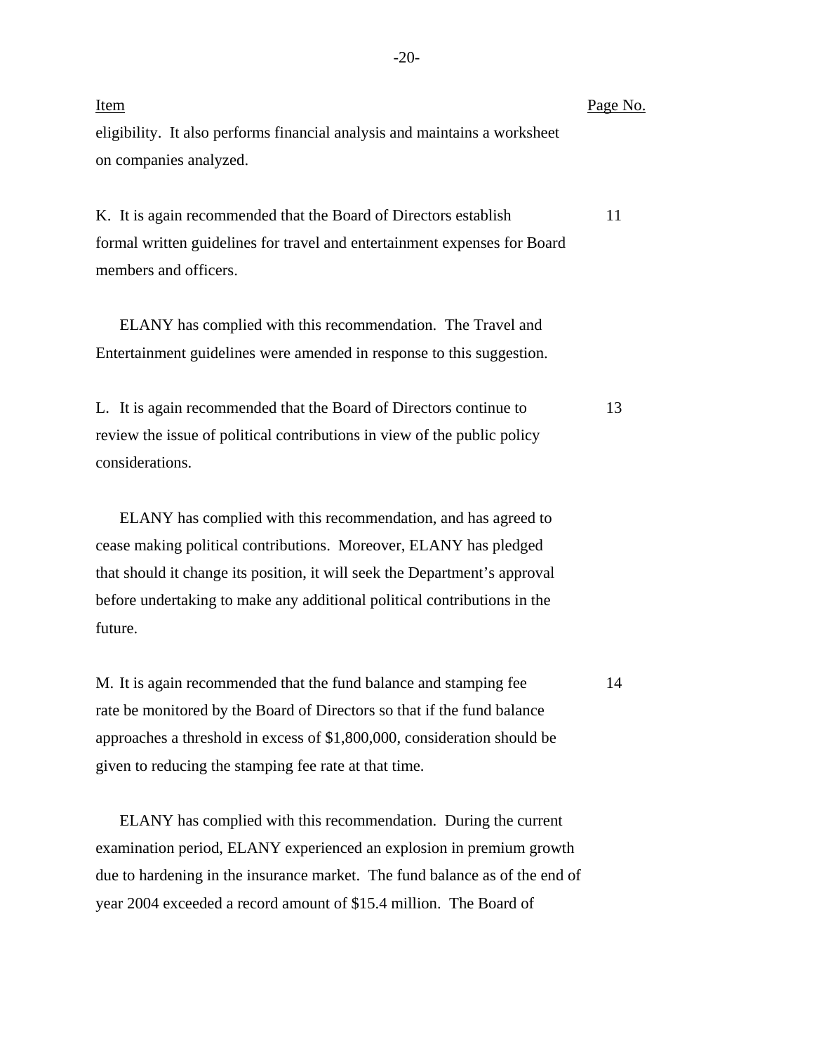| Item | Page No. |
|---|---|
| eligibility. It also performs financial analysis and maintains a worksheet on companies analyzed. | |
| K. It is again recommended that the Board of Directors establish formal written guidelines for travel and entertainment expenses for Board members and officers. | 11 |
| ELANY has complied with this recommendation. The Travel and Entertainment guidelines were amended in response to this suggestion. | |
| L. It is again recommended that the Board of Directors continue to review the issue of political contributions in view of the public policy considerations. | 13 |
| ELANY has complied with this recommendation, and has agreed to cease making political contributions. Moreover, ELANY has pledged that should it change its position, it will seek the Department's approval before undertaking to make any additional political contributions in the future. | |
| M. It is again recommended that the fund balance and stamping fee rate be monitored by the Board of Directors so that if the fund balance approaches a threshold in excess of $1,800,000, consideration should be given to reducing the stamping fee rate at that time. | 14 |
| ELANY has complied with this recommendation. During the current examination period, ELANY experienced an explosion in premium growth due to hardening in the insurance market. The fund balance as of the end of year 2004 exceeded a record amount of $15.4 million. The Board of | |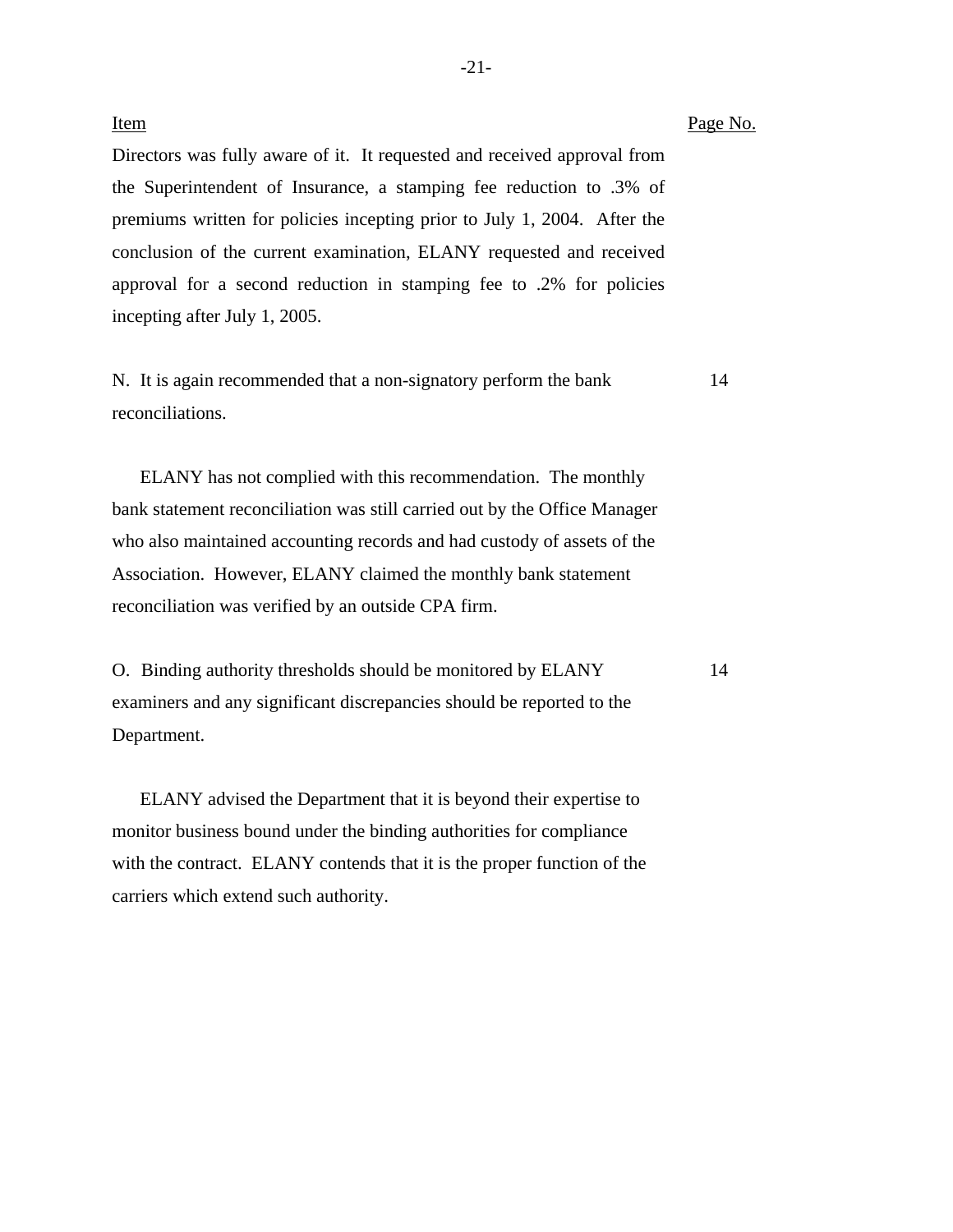| Item | Page No. |
|---|---|
| Directors was fully aware of it. It requested and received approval from the Superintendent of Insurance, a stamping fee reduction to .3% of premiums written for policies incepting prior to July 1, 2004. After the conclusion of the current examination, ELANY requested and received approval for a second reduction in stamping fee to .2% for policies incepting after July 1, 2005. | |
| N. It is again recommended that a non-signatory perform the bank reconciliations. | 14 |
| ELANY has not complied with this recommendation. The monthly bank statement reconciliation was still carried out by the Office Manager who also maintained accounting records and had custody of assets of the Association. However, ELANY claimed the monthly bank statement reconciliation was verified by an outside CPA firm. | |
| O. Binding authority thresholds should be monitored by ELANY examiners and any significant discrepancies should be reported to the Department. | 14 |
| ELANY advised the Department that it is beyond their expertise to monitor business bound under the binding authorities for compliance with the contract. ELANY contends that it is the proper function of the carriers which extend such authority. | |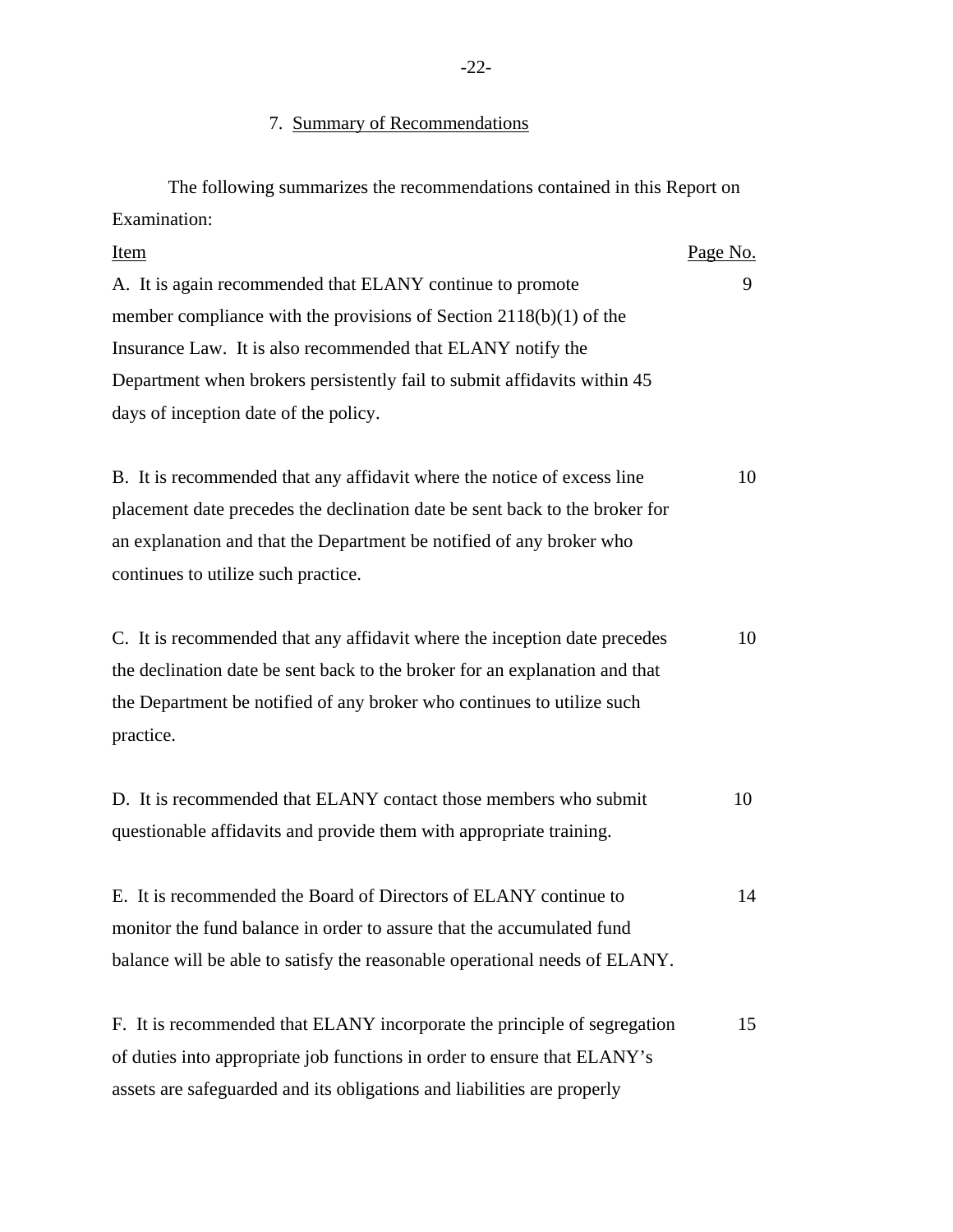## 7. Summary of Recommendations

The following summarizes the recommendations contained in this Report on Examination:

| Item | Page No. |
| --- | --- |
| A. It is again recommended that ELANY continue to promote member compliance with the provisions of Section 2118(b)(1) of the Insurance Law. It is also recommended that ELANY notify the Department when brokers persistently fail to submit affidavits within 45 days of inception date of the policy. | 9 |
| B. It is recommended that any affidavit where the notice of excess line placement date precedes the declination date be sent back to the broker for an explanation and that the Department be notified of any broker who continues to utilize such practice. | 10 |
| C. It is recommended that any affidavit where the inception date precedes the declination date be sent back to the broker for an explanation and that the Department be notified of any broker who continues to utilize such practice. | 10 |
| D. It is recommended that ELANY contact those members who submit questionable affidavits and provide them with appropriate training. | 10 |
| E. It is recommended the Board of Directors of ELANY continue to monitor the fund balance in order to assure that the accumulated fund balance will be able to satisfy the reasonable operational needs of ELANY. | 14 |
| F. It is recommended that ELANY incorporate the principle of segregation of duties into appropriate job functions in order to ensure that ELANY's assets are safeguarded and its obligations and liabilities are properly | 15 |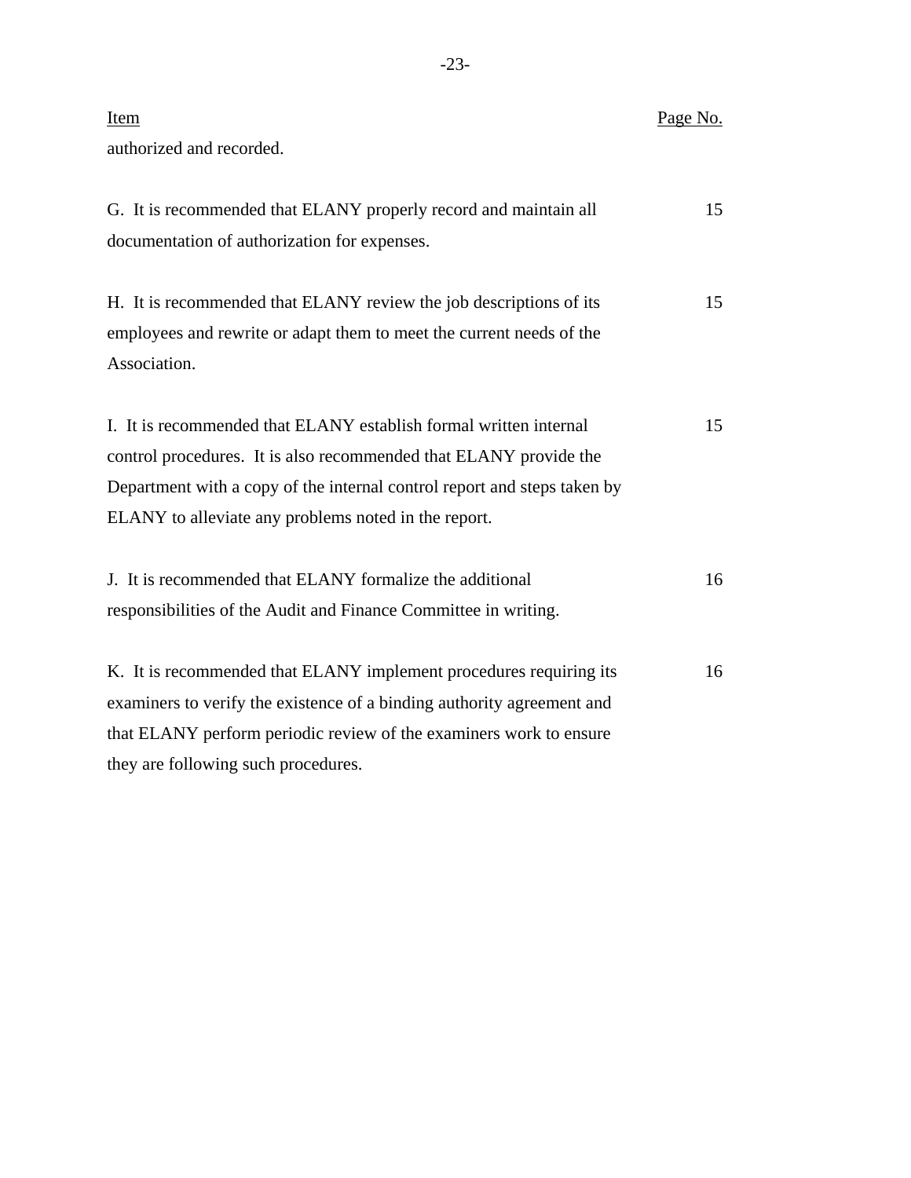| Item | Page No. |
| --- | --- |
| authorized and recorded. | |
| G. It is recommended that ELANY properly record and maintain all documentation of authorization for expenses. | 15 |
| H. It is recommended that ELANY review the job descriptions of its employees and rewrite or adapt them to meet the current needs of the Association. | 15 |
| I. It is recommended that ELANY establish formal written internal control procedures. It is also recommended that ELANY provide the Department with a copy of the internal control report and steps taken by ELANY to alleviate any problems noted in the report. | 15 |
| J. It is recommended that ELANY formalize the additional responsibilities of the Audit and Finance Committee in writing. | 16 |
| K. It is recommended that ELANY implement procedures requiring its examiners to verify the existence of a binding authority agreement and that ELANY perform periodic review of the examiners work to ensure they are following such procedures. | 16 |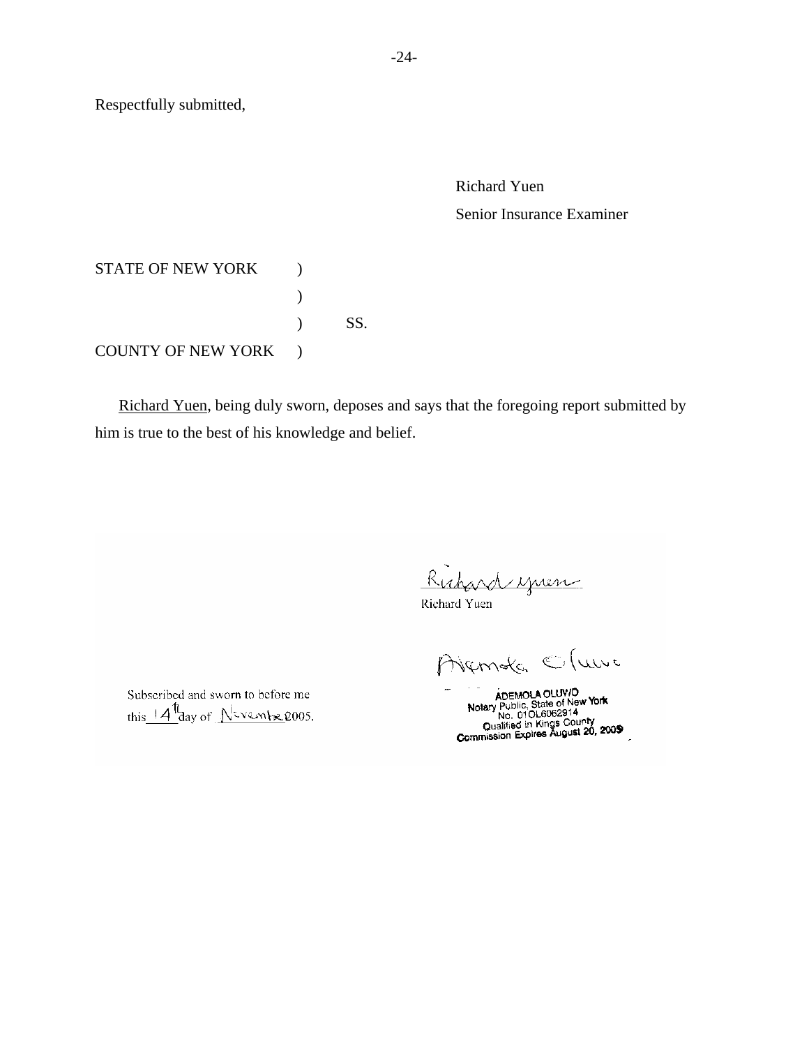Respectfully submitted,

Richard Yuen
Senior Insurance Examiner

STATE OF NEW YORK )
)
) SS.
COUNTY OF NEW YORK )

Richard Yuen, being duly sworn, deposes and says that the foregoing report submitted by him is true to the best of his knowledge and belief.

Richard Yuen

Subscribed and sworn to before me
this 14th day of November 2005.

ADEMOLA OLUWO
Notary Public, State of New York
No. 01OL6062914
Qualified in Kings County
Commission Expires August 20, 2009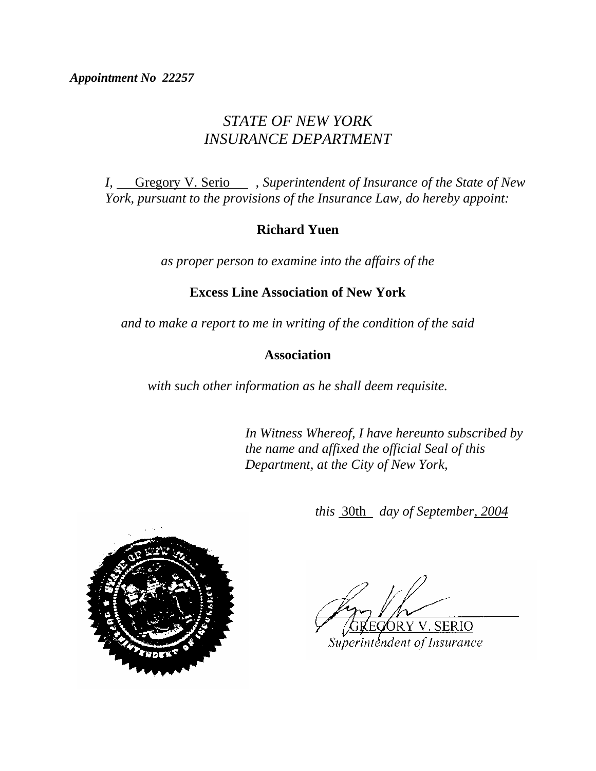***Appointment No 22257***

*STATE OF NEW YORK*
*INSURANCE DEPARTMENT*

*I,* Gregory V. Serio *, Superintendent of Insurance of the State of New York, pursuant to the provisions of the Insurance Law, do hereby appoint:*

**Richard Yuen**

*as proper person to examine into the affairs of the*

**Excess Line Association of New York**

*and to make a report to me in writing of the condition of the said*

**Association**

*with such other information as he shall deem requisite.*

*In Witness Whereof, I have hereunto subscribed by the name and affixed the official Seal of this Department, at the City of New York,*

*this* 30th *day of September, 2004*

GREGORY V. SERIO
*Superintendent of Insurance*